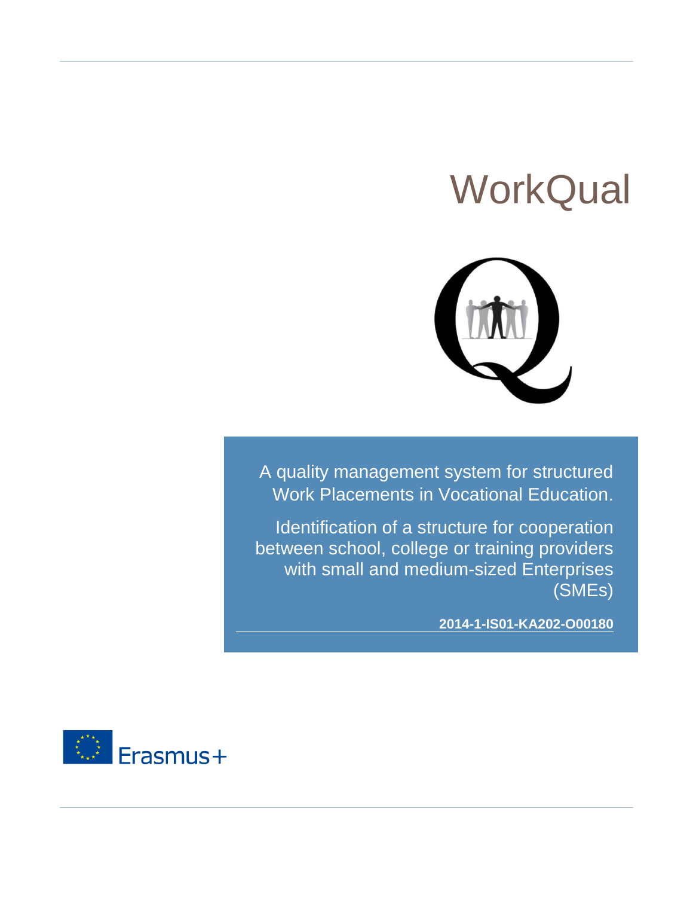# WorkQual

A quality management system for structured Work Placements in Vocational Education.

Identification of a structure for cooperation between school, college or training providers with small and medium-sized Enterprises (SMEs)

**2014-1-IS01-KA202-O00180**

Erasmus+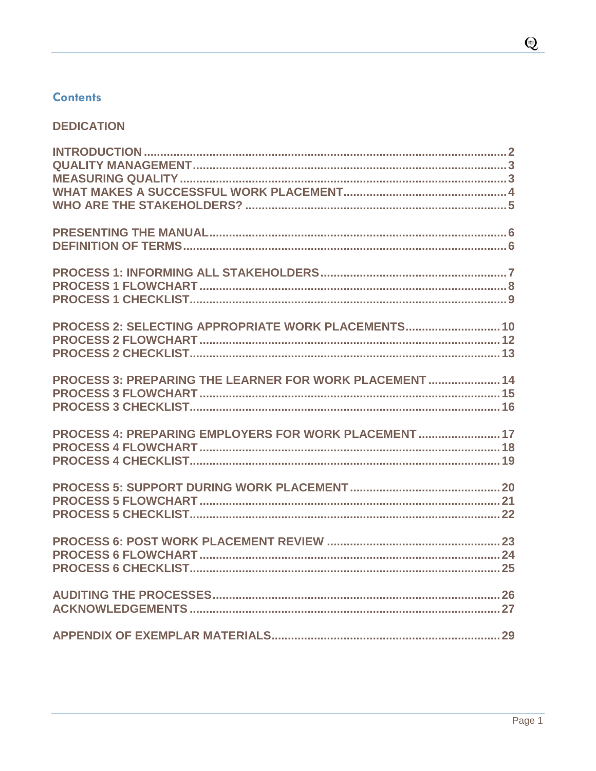## Contents

**DEDICATION**

INTRODUCTION .......... 2
QUALITY MANAGEMENT .......... 3
MEASURING QUALITY .......... 3
WHAT MAKES A SUCCESSFUL WORK PLACEMENT .......... 4
WHO ARE THE STAKEHOLDERS? .......... 5

PRESENTING THE MANUAL .......... 6
DEFINITION OF TERMS .......... 6

PROCESS 1: INFORMING ALL STAKEHOLDERS .......... 7
PROCESS 1 FLOWCHART .......... 8
PROCESS 1 CHECKLIST .......... 9

PROCESS 2: SELECTING APPROPRIATE WORK PLACEMENTS .......... 10
PROCESS 2 FLOWCHART .......... 12
PROCESS 2 CHECKLIST .......... 13

PROCESS 3: PREPARING THE LEARNER FOR WORK PLACEMENT .......... 14
PROCESS 3 FLOWCHART .......... 15
PROCESS 3 CHECKLIST .......... 16

PROCESS 4: PREPARING EMPLOYERS FOR WORK PLACEMENT .......... 17
PROCESS 4 FLOWCHART .......... 18
PROCESS 4 CHECKLIST .......... 19

PROCESS 5: SUPPORT DURING WORK PLACEMENT .......... 20
PROCESS 5 FLOWCHART .......... 21
PROCESS 5 CHECKLIST .......... 22

PROCESS 6: POST WORK PLACEMENT REVIEW .......... 23
PROCESS 6 FLOWCHART .......... 24
PROCESS 6 CHECKLIST .......... 25

AUDITING THE PROCESSES .......... 26
ACKNOWLEDGEMENTS .......... 27

APPENDIX OF EXEMPLAR MATERIALS .......... 29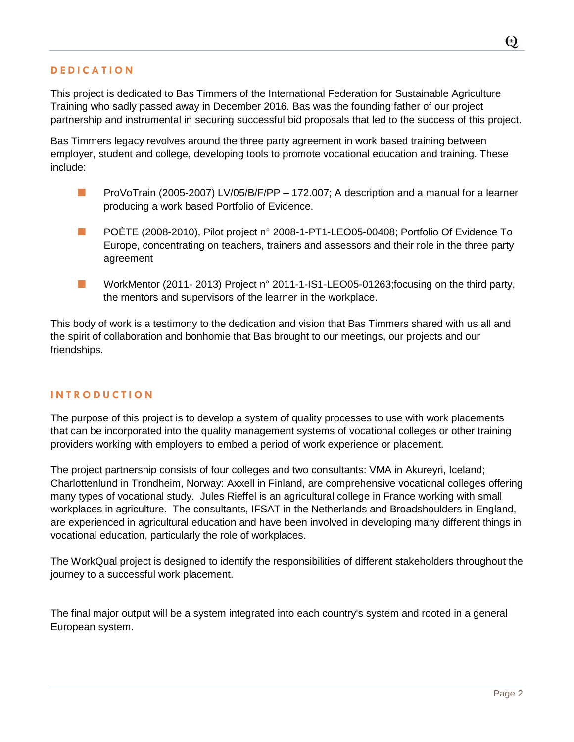## DEDICATION

This project is dedicated to Bas Timmers of the International Federation for Sustainable Agriculture Training who sadly passed away in December 2016. Bas was the founding father of our project partnership and instrumental in securing successful bid proposals that led to the success of this project.

Bas Timmers legacy revolves around the three party agreement in work based training between employer, student and college, developing tools to promote vocational education and training. These include:

- ProVoTrain (2005-2007) LV/05/B/F/PP – 172.007; A description and a manual for a learner producing a work based Portfolio of Evidence.
- POÈTE (2008-2010), Pilot project n° 2008-1-PT1-LEO05-00408; Portfolio Of Evidence To Europe, concentrating on teachers, trainers and assessors and their role in the three party agreement
- WorkMentor (2011- 2013) Project n° 2011-1-IS1-LEO05-01263;focusing on the third party, the mentors and supervisors of the learner in the workplace.

This body of work is a testimony to the dedication and vision that Bas Timmers shared with us all and the spirit of collaboration and bonhomie that Bas brought to our meetings, our projects and our friendships.

## INTRODUCTION

The purpose of this project is to develop a system of quality processes to use with work placements that can be incorporated into the quality management systems of vocational colleges or other training providers working with employers to embed a period of work experience or placement.

The project partnership consists of four colleges and two consultants: VMA in Akureyri, Iceland; Charlottenlund in Trondheim, Norway: Axxell in Finland, are comprehensive vocational colleges offering many types of vocational study. Jules Rieffel is an agricultural college in France working with small workplaces in agriculture. The consultants, IFSAT in the Netherlands and Broadshoulders in England, are experienced in agricultural education and have been involved in developing many different things in vocational education, particularly the role of workplaces.

The WorkQual project is designed to identify the responsibilities of different stakeholders throughout the journey to a successful work placement.

The final major output will be a system integrated into each country's system and rooted in a general European system.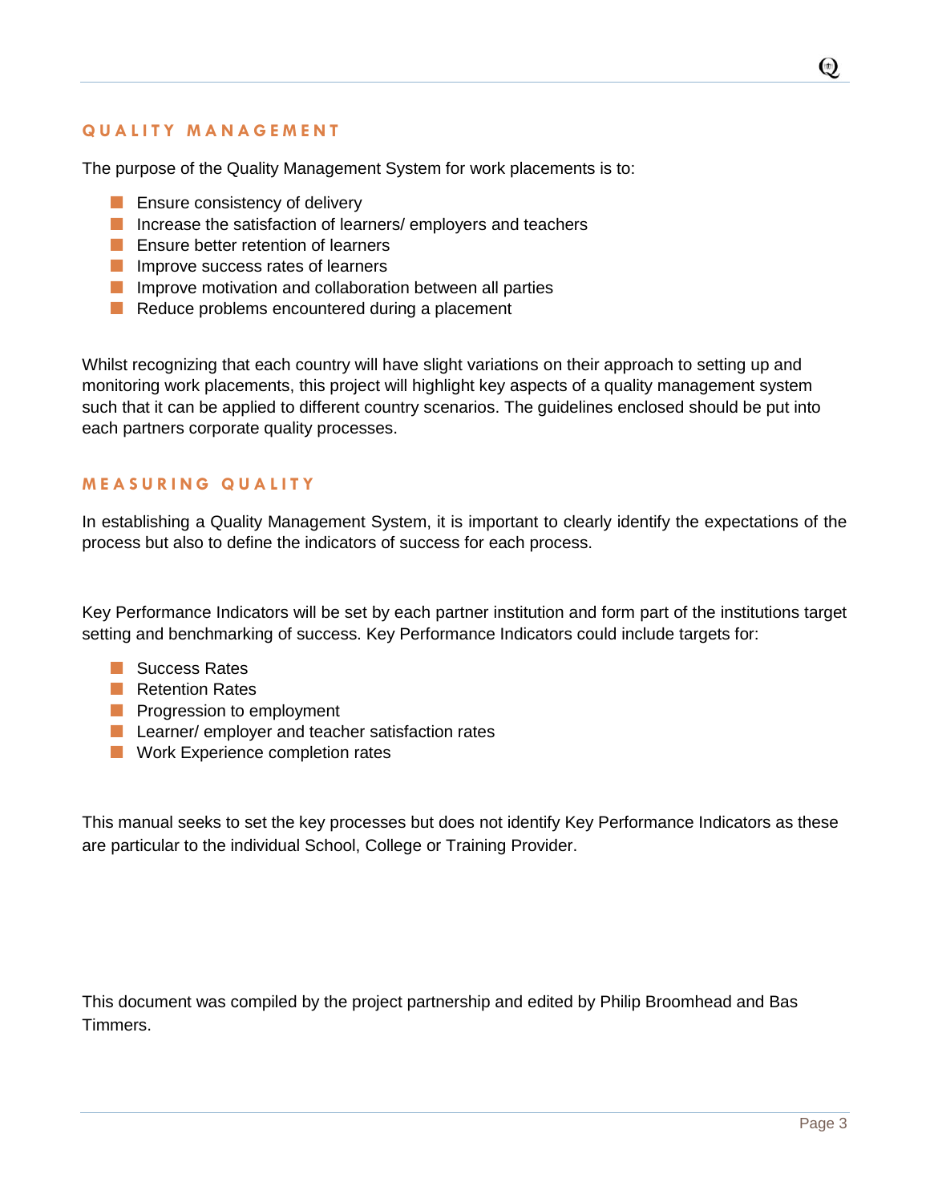## QUALITY MANAGEMENT

The purpose of the Quality Management System for work placements is to:

- Ensure consistency of delivery
- Increase the satisfaction of learners/ employers and teachers
- Ensure better retention of learners
- Improve success rates of learners
- Improve motivation and collaboration between all parties
- Reduce problems encountered during a placement

Whilst recognizing that each country will have slight variations on their approach to setting up and monitoring work placements, this project will highlight key aspects of a quality management system such that it can be applied to different country scenarios. The guidelines enclosed should be put into each partners corporate quality processes.

## MEASURING QUALITY

In establishing a Quality Management System, it is important to clearly identify the expectations of the process but also to define the indicators of success for each process.

Key Performance Indicators will be set by each partner institution and form part of the institutions target setting and benchmarking of success. Key Performance Indicators could include targets for:

- Success Rates
- Retention Rates
- Progression to employment
- Learner/ employer and teacher satisfaction rates
- Work Experience completion rates

This manual seeks to set the key processes but does not identify Key Performance Indicators as these are particular to the individual School, College or Training Provider.

This document was compiled by the project partnership and edited by Philip Broomhead and Bas Timmers.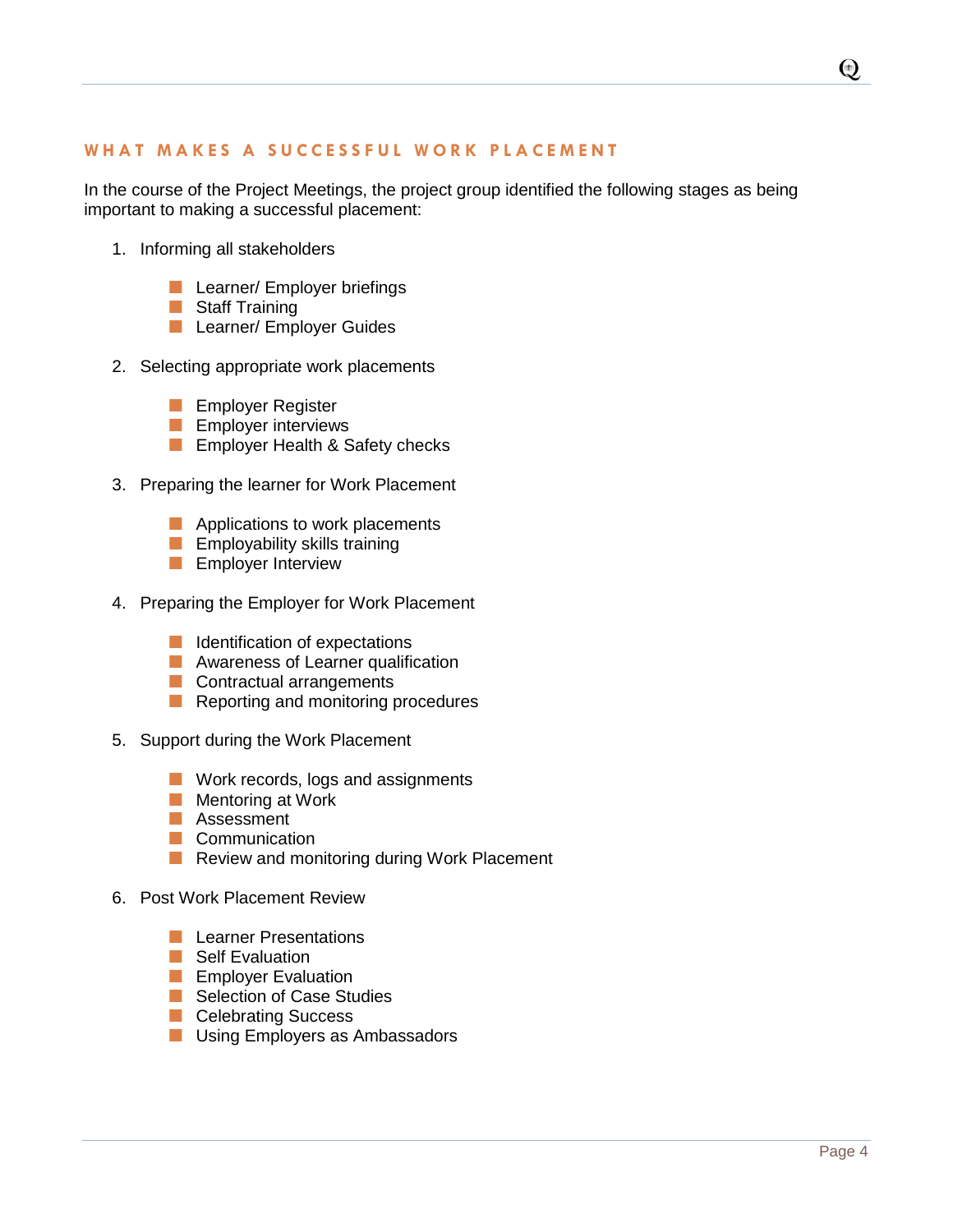## WHAT MAKES A SUCCESSFUL WORK PLACEMENT

In the course of the Project Meetings, the project group identified the following stages as being important to making a successful placement:

1. Informing all stakeholders

   - Learner/ Employer briefings
   - Staff Training
   - Learner/ Employer Guides

2. Selecting appropriate work placements

   - Employer Register
   - Employer interviews
   - Employer Health & Safety checks

3. Preparing the learner for Work Placement

   - Applications to work placements
   - Employability skills training
   - Employer Interview

4. Preparing the Employer for Work Placement

   - Identification of expectations
   - Awareness of Learner qualification
   - Contractual arrangements
   - Reporting and monitoring procedures

5. Support during the Work Placement

   - Work records, logs and assignments
   - Mentoring at Work
   - Assessment
   - Communication
   - Review and monitoring during Work Placement

6. Post Work Placement Review

   - Learner Presentations
   - Self Evaluation
   - Employer Evaluation
   - Selection of Case Studies
   - Celebrating Success
   - Using Employers as Ambassadors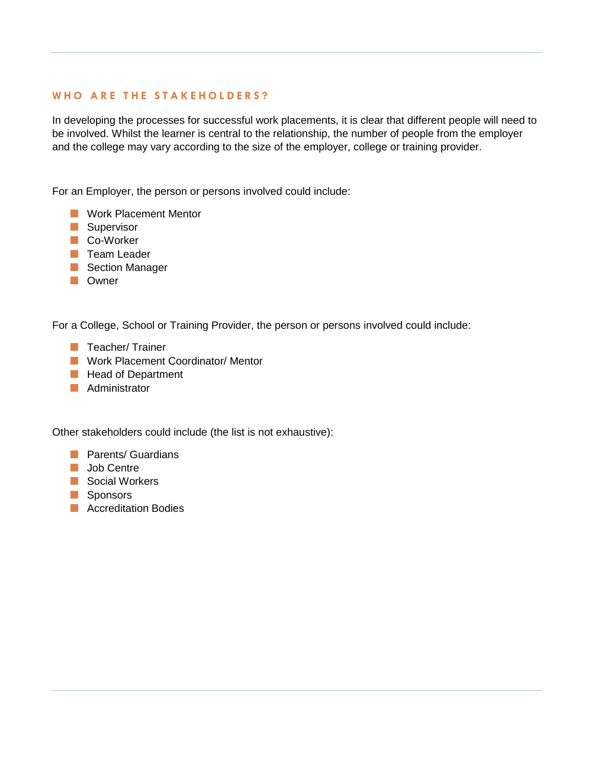## WHO ARE THE STAKEHOLDERS?

In developing the processes for successful work placements, it is clear that different people will need to be involved. Whilst the learner is central to the relationship, the number of people from the employer and the college may vary according to the size of the employer, college or training provider.

For an Employer, the person or persons involved could include:

- Work Placement Mentor
- Supervisor
- Co-Worker
- Team Leader
- Section Manager
- Owner

For a College, School or Training Provider, the person or persons involved could include:

- Teacher/ Trainer
- Work Placement Coordinator/ Mentor
- Head of Department
- Administrator

Other stakeholders could include (the list is not exhaustive):

- Parents/ Guardians
- Job Centre
- Social Workers
- Sponsors
- Accreditation Bodies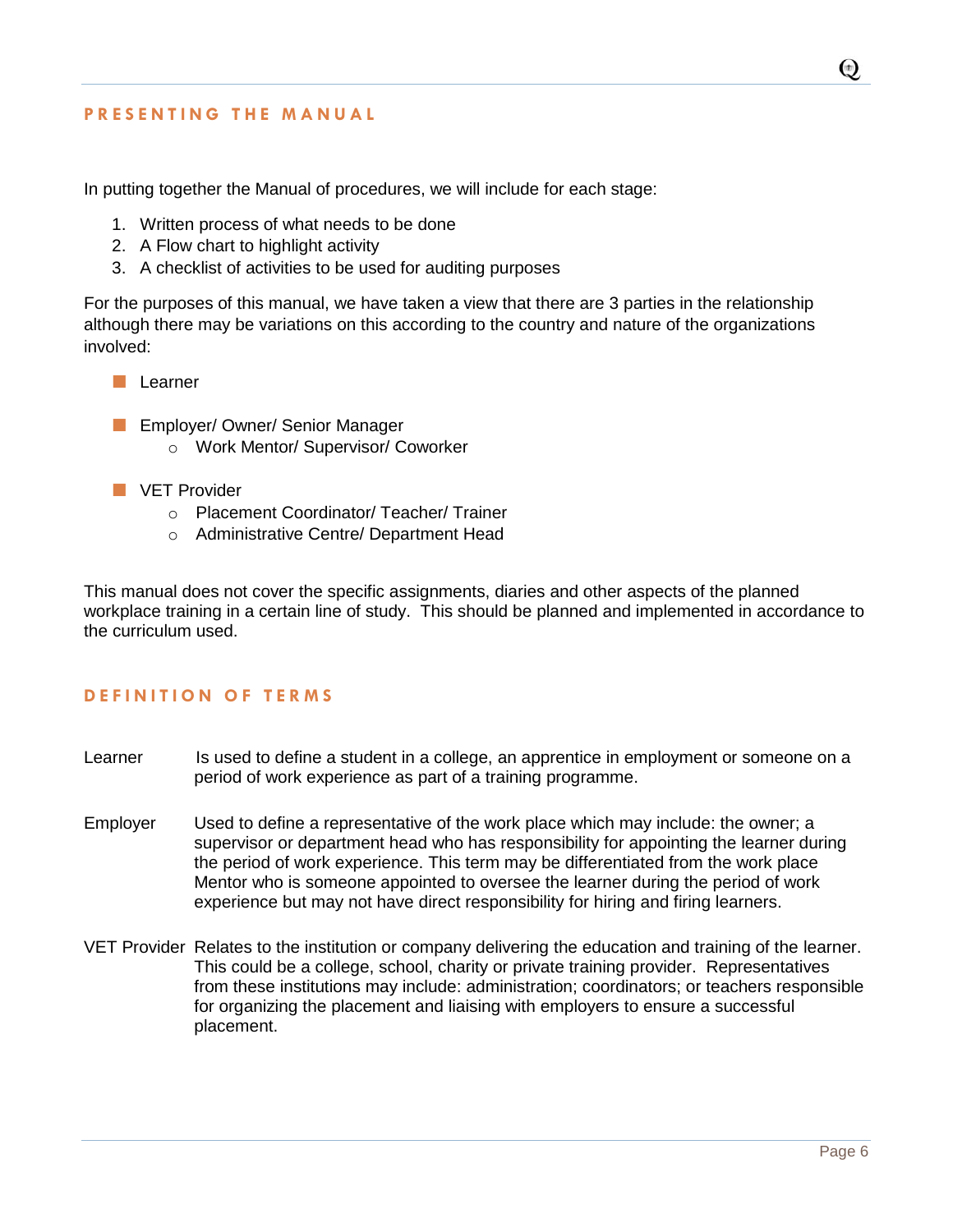## PRESENTING THE MANUAL

In putting together the Manual of procedures, we will include for each stage:

1. Written process of what needs to be done
2. A Flow chart to highlight activity
3. A checklist of activities to be used for auditing purposes

For the purposes of this manual, we have taken a view that there are 3 parties in the relationship although there may be variations on this according to the country and nature of the organizations involved:

- Learner
- Employer/ Owner/ Senior Manager
  - Work Mentor/ Supervisor/ Coworker
- VET Provider
  - Placement Coordinator/ Teacher/ Trainer
  - Administrative Centre/ Department Head

This manual does not cover the specific assignments, diaries and other aspects of the planned workplace training in a certain line of study. This should be planned and implemented in accordance to the curriculum used.

## DEFINITION OF TERMS

**Learner** Is used to define a student in a college, an apprentice in employment or someone on a period of work experience as part of a training programme.

**Employer** Used to define a representative of the work place which may include: the owner; a supervisor or department head who has responsibility for appointing the learner during the period of work experience. This term may be differentiated from the work place Mentor who is someone appointed to oversee the learner during the period of work experience but may not have direct responsibility for hiring and firing learners.

**VET Provider** Relates to the institution or company delivering the education and training of the learner. This could be a college, school, charity or private training provider. Representatives from these institutions may include: administration; coordinators; or teachers responsible for organizing the placement and liaising with employers to ensure a successful placement.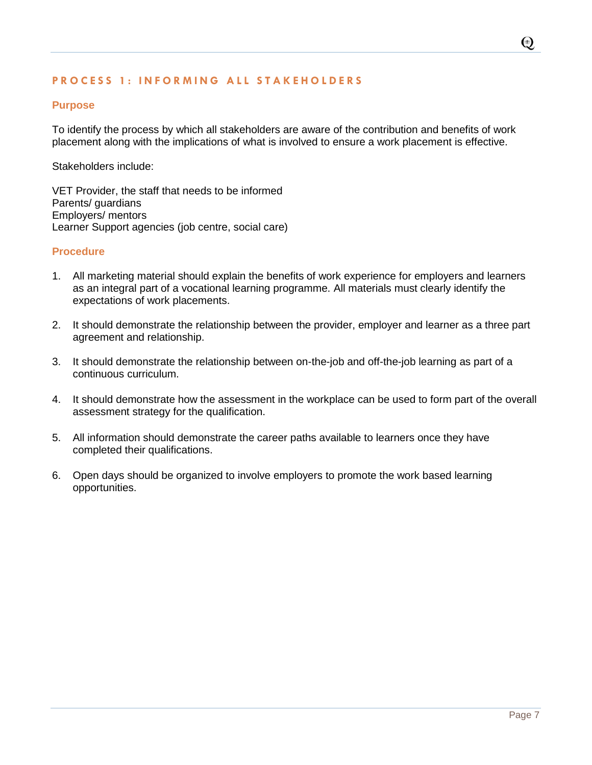## PROCESS 1: INFORMING ALL STAKEHOLDERS

### Purpose

To identify the process by which all stakeholders are aware of the contribution and benefits of work placement along with the implications of what is involved to ensure a work placement is effective.

Stakeholders include:

VET Provider, the staff that needs to be informed
Parents/ guardians
Employers/ mentors
Learner Support agencies (job centre, social care)

### Procedure

1. All marketing material should explain the benefits of work experience for employers and learners as an integral part of a vocational learning programme. All materials must clearly identify the expectations of work placements.

2. It should demonstrate the relationship between the provider, employer and learner as a three part agreement and relationship.

3. It should demonstrate the relationship between on-the-job and off-the-job learning as part of a continuous curriculum.

4. It should demonstrate how the assessment in the workplace can be used to form part of the overall assessment strategy for the qualification.

5. All information should demonstrate the career paths available to learners once they have completed their qualifications.

6. Open days should be organized to involve employers to promote the work based learning opportunities.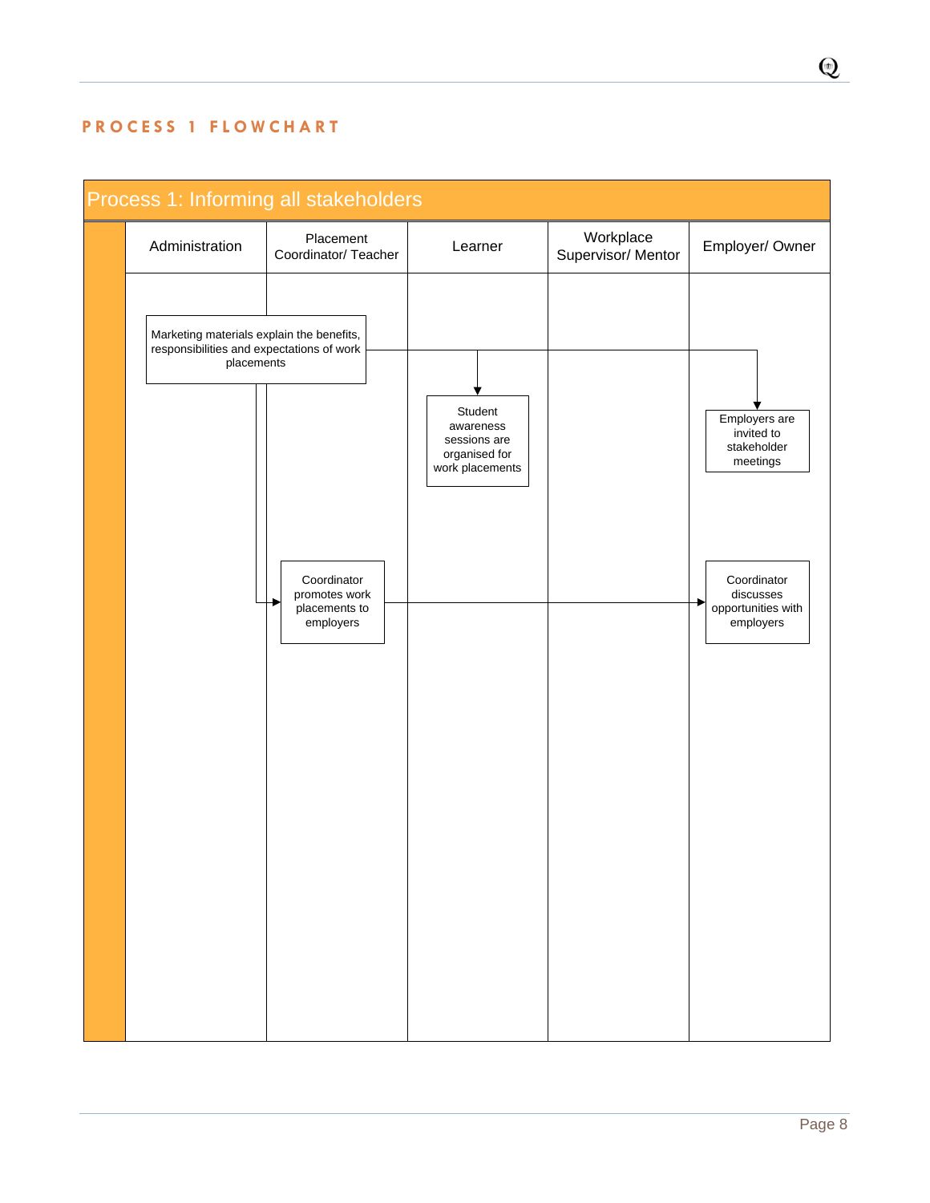## PROCESS 1 FLOWCHART

### Process 1: Informing all stakeholders

| Administration | Placement Coordinator/ Teacher | Learner | Workplace Supervisor/ Mentor | Employer/ Owner |
|---|---|---|---|---|
| Marketing materials explain the benefits, responsibilities and expectations of work placements | | | | |
| | | Student awareness sessions are organised for work placements | | Employers are invited to stakeholder meetings |
| | Coordinator promotes work placements to employers | | | Coordinator discusses opportunities with employers |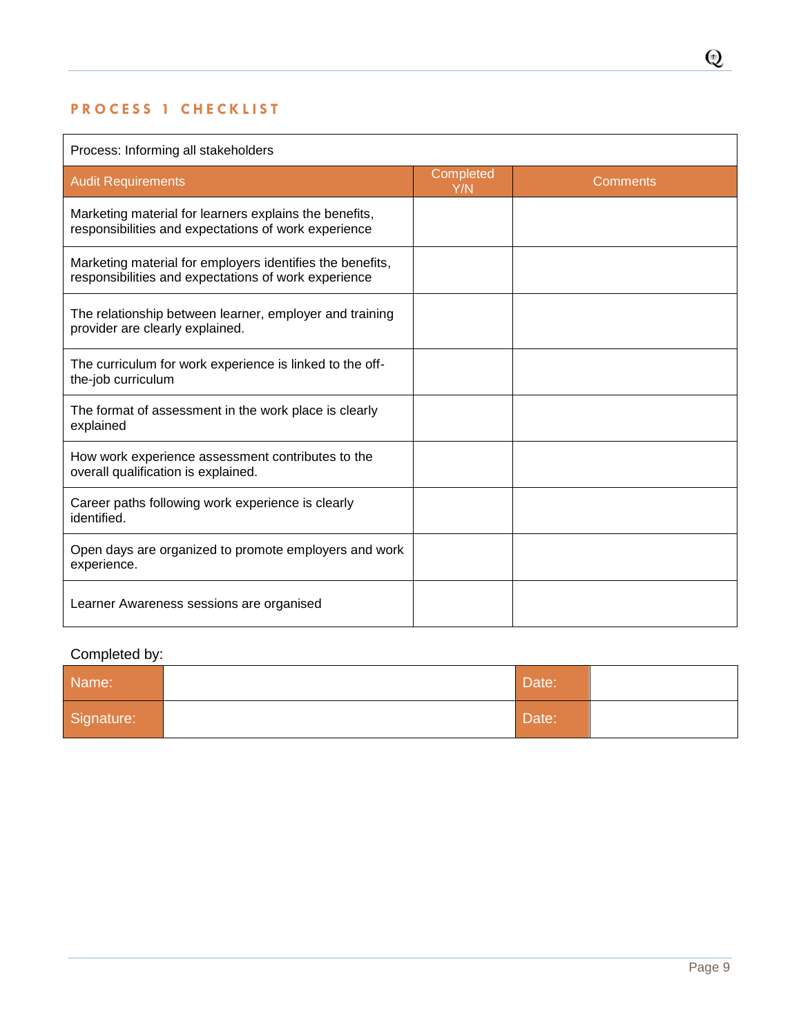## PROCESS 1 CHECKLIST

| Process: Informing all stakeholders | | |
|---|---|---|
| **Audit Requirements** | **Completed Y/N** | **Comments** |
| Marketing material for learners explains the benefits, responsibilities and expectations of work experience | | |
| Marketing material for employers identifies the benefits, responsibilities and expectations of work experience | | |
| The relationship between learner, employer and training provider are clearly explained. | | |
| The curriculum for work experience is linked to the off-the-job curriculum | | |
| The format of assessment in the work place is clearly explained | | |
| How work experience assessment contributes to the overall qualification is explained. | | |
| Career paths following work experience is clearly identified. | | |
| Open days are organized to promote employers and work experience. | | |
| Learner Awareness sessions are organised | | |

Completed by:

| Name: | | Date: | |
|---|---|---|---|
| Signature: | | Date: | |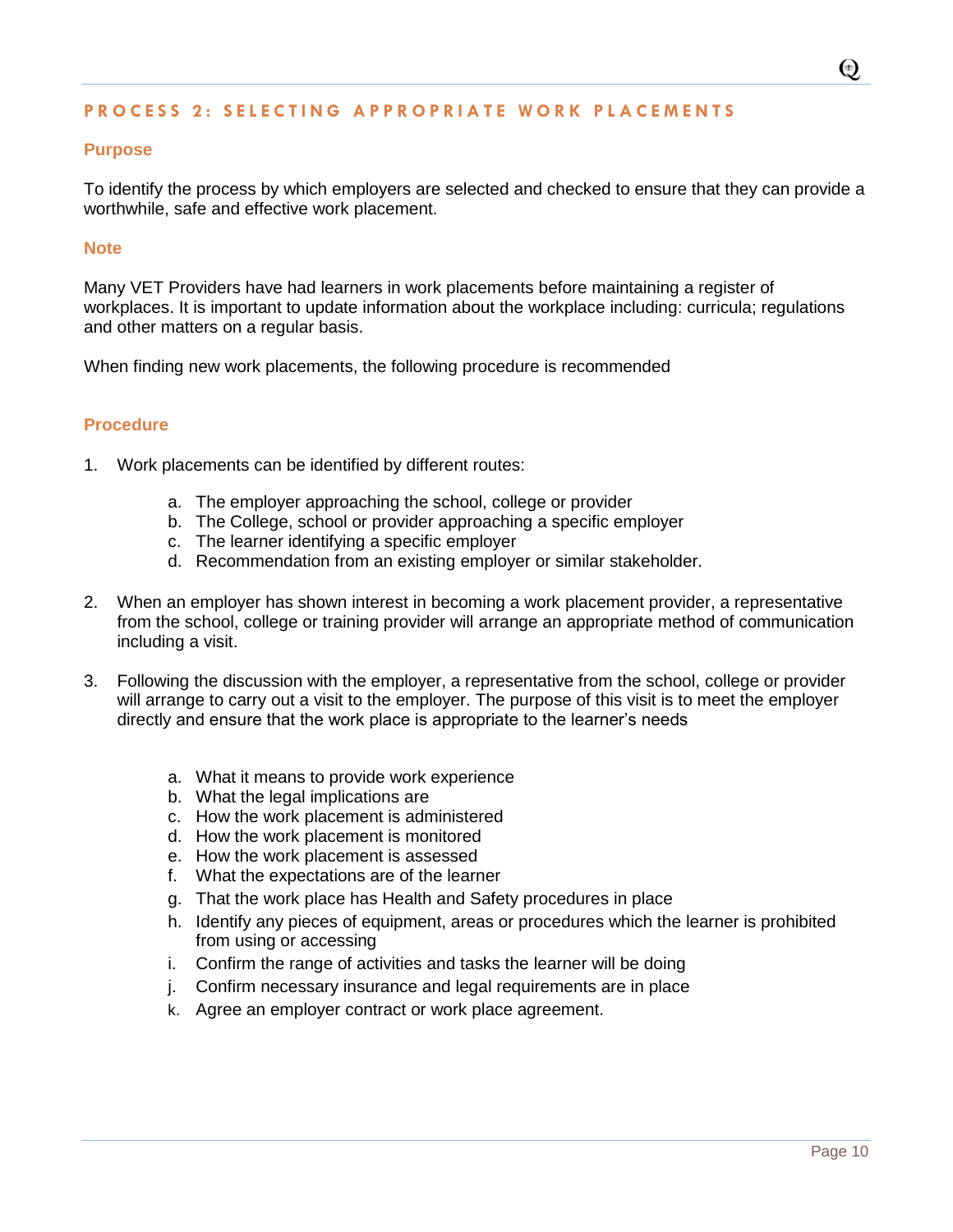## PROCESS 2: SELECTING APPROPRIATE WORK PLACEMENTS

### Purpose

To identify the process by which employers are selected and checked to ensure that they can provide a worthwhile, safe and effective work placement.

### Note

Many VET Providers have had learners in work placements before maintaining a register of workplaces. It is important to update information about the workplace including: curricula; regulations and other matters on a regular basis.

When finding new work placements, the following procedure is recommended

### Procedure

1. Work placements can be identified by different routes:
   a. The employer approaching the school, college or provider
   b. The College, school or provider approaching a specific employer
   c. The learner identifying a specific employer
   d. Recommendation from an existing employer or similar stakeholder.

2. When an employer has shown interest in becoming a work placement provider, a representative from the school, college or training provider will arrange an appropriate method of communication including a visit.

3. Following the discussion with the employer, a representative from the school, college or provider will arrange to carry out a visit to the employer. The purpose of this visit is to meet the employer directly and ensure that the work place is appropriate to the learner's needs
   a. What it means to provide work experience
   b. What the legal implications are
   c. How the work placement is administered
   d. How the work placement is monitored
   e. How the work placement is assessed
   f. What the expectations are of the learner
   g. That the work place has Health and Safety procedures in place
   h. Identify any pieces of equipment, areas or procedures which the learner is prohibited from using or accessing
   i. Confirm the range of activities and tasks the learner will be doing
   j. Confirm necessary insurance and legal requirements are in place
   k. Agree an employer contract or work place agreement.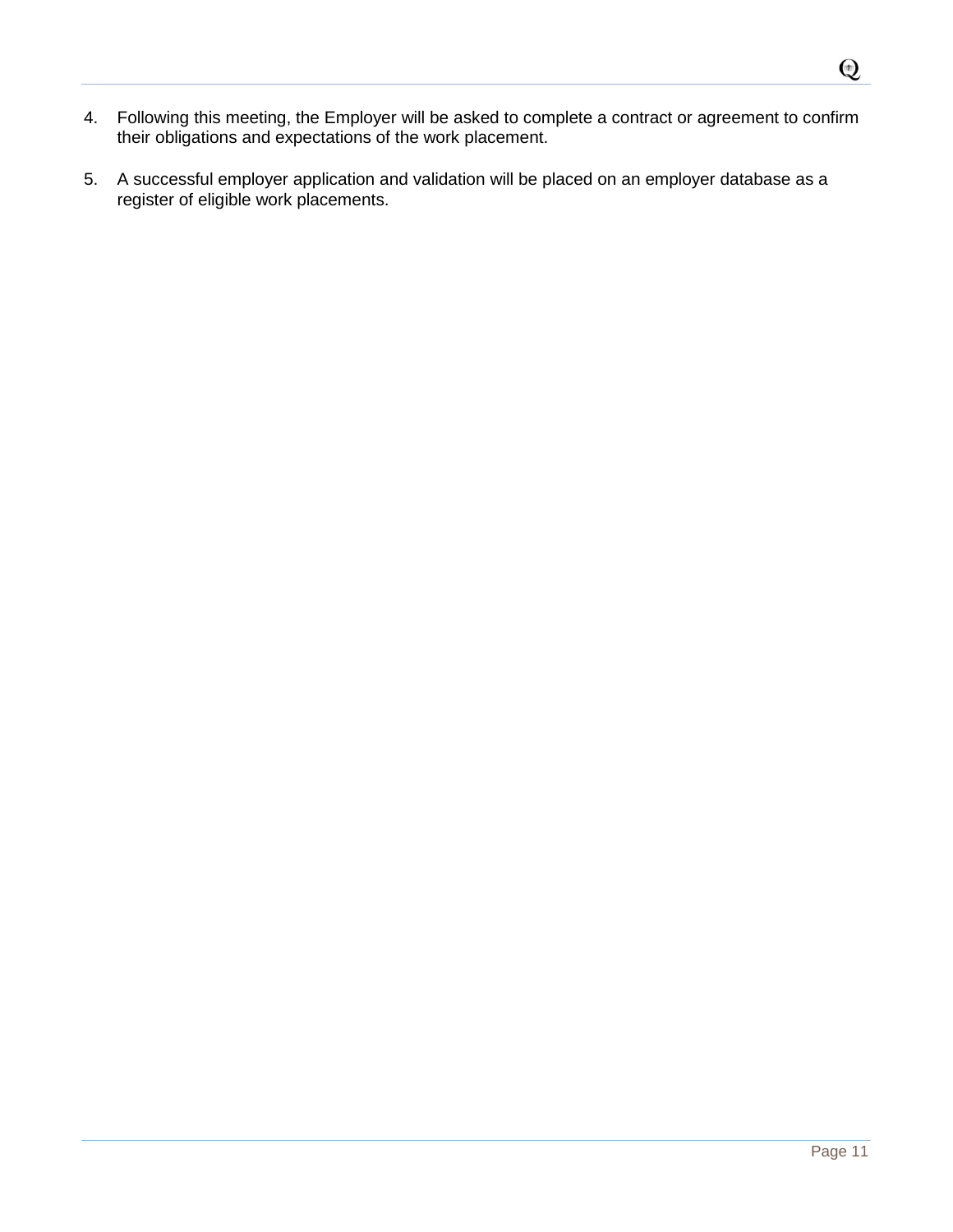4. Following this meeting, the Employer will be asked to complete a contract or agreement to confirm their obligations and expectations of the work placement.

5. A successful employer application and validation will be placed on an employer database as a register of eligible work placements.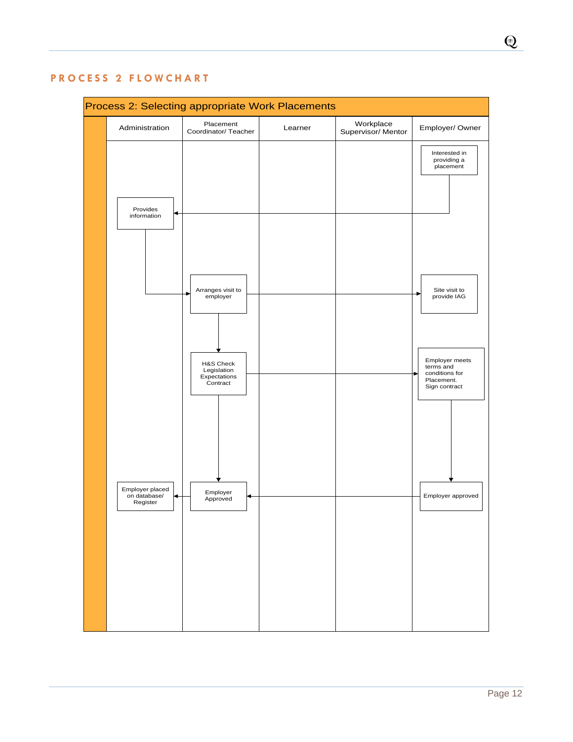# PROCESS 2 FLOWCHART

**Process 2: Selecting appropriate Work Placements**

| Administration | Placement Coordinator/ Teacher | Learner | Workplace Supervisor/ Mentor | Employer/ Owner |
|---|---|---|---|---|
| | | | | Interested in providing a placement |
| Provides information | | | | |
| | Arranges visit to employer | | | Site visit to provide IAG |
| | H&S Check Legislation Expectations Contract | | | Employer meets terms and conditions for Placement. Sign contract |
| Employer placed on database/ Register | Employer Approved | | | Employer approved |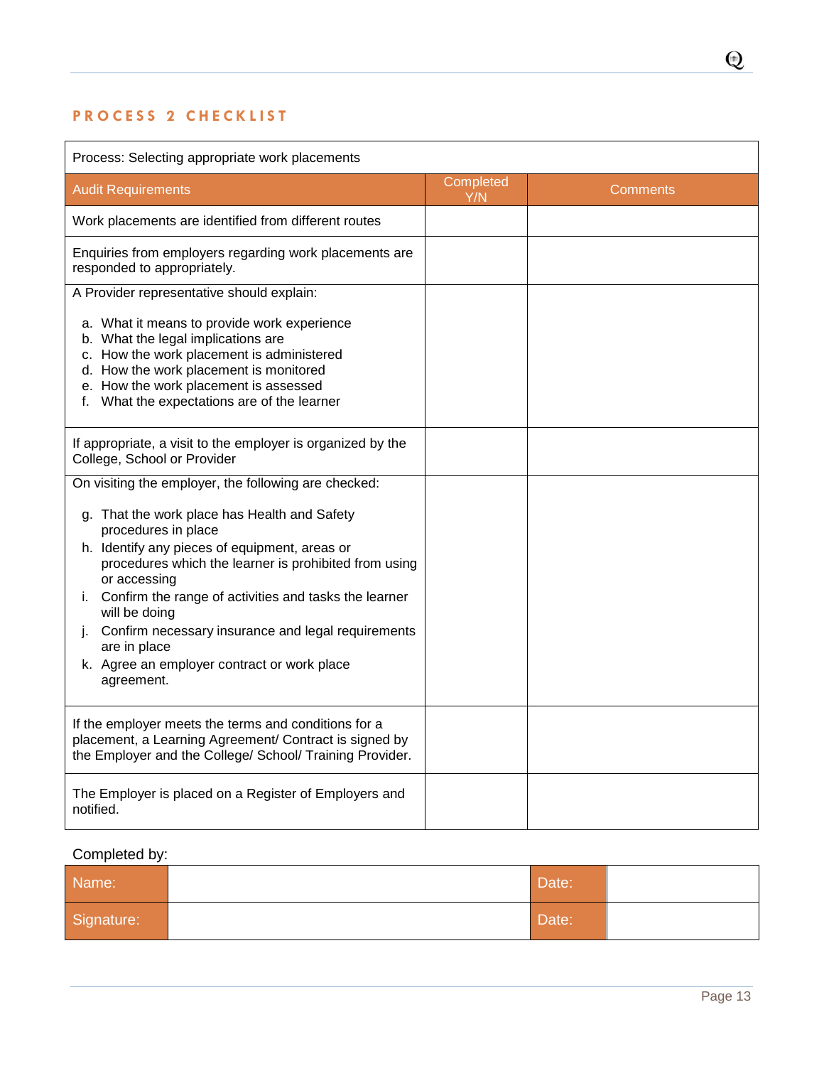## PROCESS 2 CHECKLIST

| Process: Selecting appropriate work placements | | |
|---|---|---|
| **Audit Requirements** | **Completed Y/N** | **Comments** |
| Work placements are identified from different routes | | |
| Enquiries from employers regarding work placements are responded to appropriately. | | |
| A Provider representative should explain:<br><br>a. What it means to provide work experience<br>b. What the legal implications are<br>c. How the work placement is administered<br>d. How the work placement is monitored<br>e. How the work placement is assessed<br>f. What the expectations are of the learner | | |
| If appropriate, a visit to the employer is organized by the College, School or Provider | | |
| On visiting the employer, the following are checked:<br><br>g. That the work place has Health and Safety procedures in place<br>h. Identify any pieces of equipment, areas or procedures which the learner is prohibited from using or accessing<br>i. Confirm the range of activities and tasks the learner will be doing<br>j. Confirm necessary insurance and legal requirements are in place<br>k. Agree an employer contract or work place agreement. | | |
| If the employer meets the terms and conditions for a placement, a Learning Agreement/ Contract is signed by the Employer and the College/ School/ Training Provider. | | |
| The Employer is placed on a Register of Employers and notified. | | |

Completed by:

| Name: | | Date: | |
|---|---|---|---|
| Signature: | | Date: | |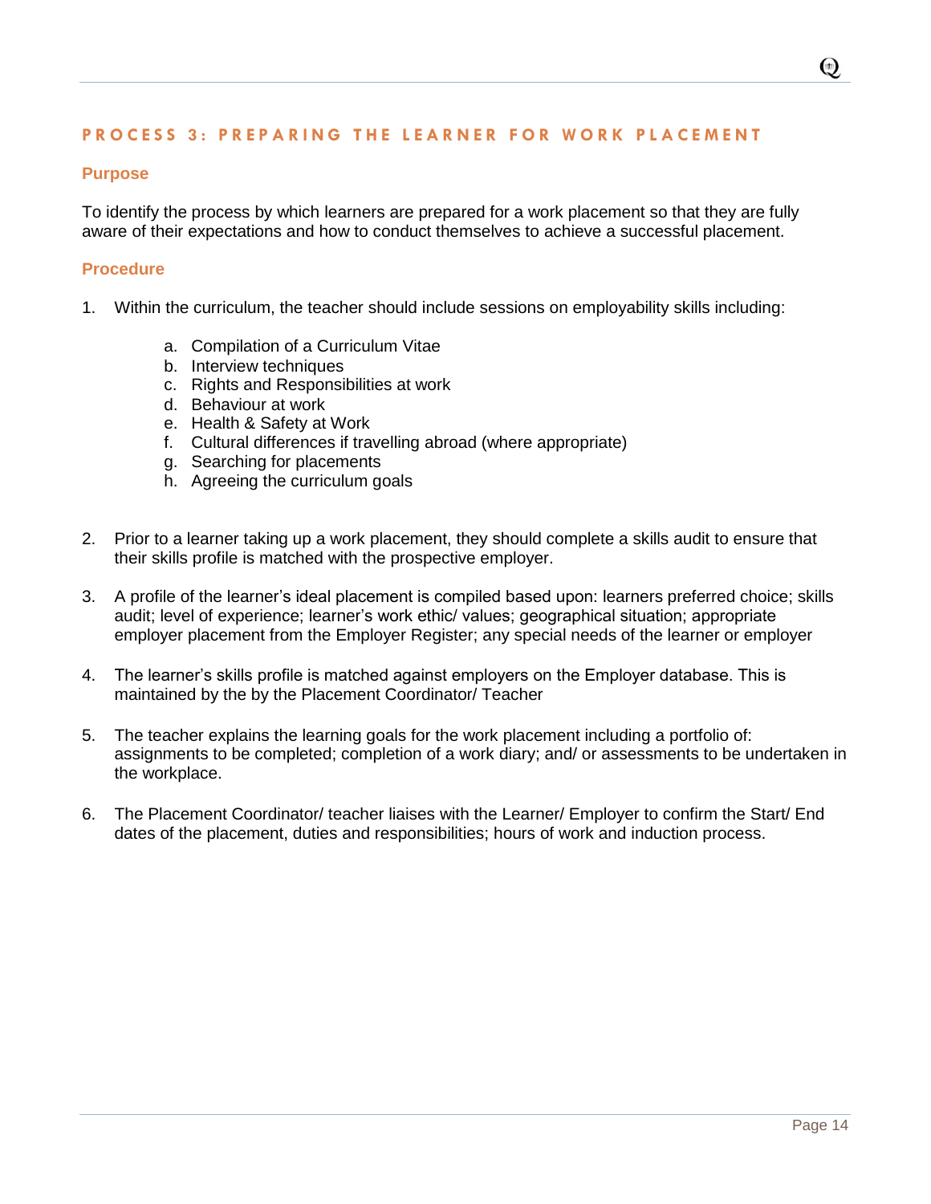## PROCESS 3: PREPARING THE LEARNER FOR WORK PLACEMENT

### Purpose

To identify the process by which learners are prepared for a work placement so that they are fully aware of their expectations and how to conduct themselves to achieve a successful placement.

### Procedure

1. Within the curriculum, the teacher should include sessions on employability skills including:

    a. Compilation of a Curriculum Vitae
    b. Interview techniques
    c. Rights and Responsibilities at work
    d. Behaviour at work
    e. Health & Safety at Work
    f. Cultural differences if travelling abroad (where appropriate)
    g. Searching for placements
    h. Agreeing the curriculum goals

2. Prior to a learner taking up a work placement, they should complete a skills audit to ensure that their skills profile is matched with the prospective employer.

3. A profile of the learner's ideal placement is compiled based upon: learners preferred choice; skills audit; level of experience; learner's work ethic/ values; geographical situation; appropriate employer placement from the Employer Register; any special needs of the learner or employer

4. The learner's skills profile is matched against employers on the Employer database. This is maintained by the by the Placement Coordinator/ Teacher

5. The teacher explains the learning goals for the work placement including a portfolio of: assignments to be completed; completion of a work diary; and/ or assessments to be undertaken in the workplace.

6. The Placement Coordinator/ teacher liaises with the Learner/ Employer to confirm the Start/ End dates of the placement, duties and responsibilities; hours of work and induction process.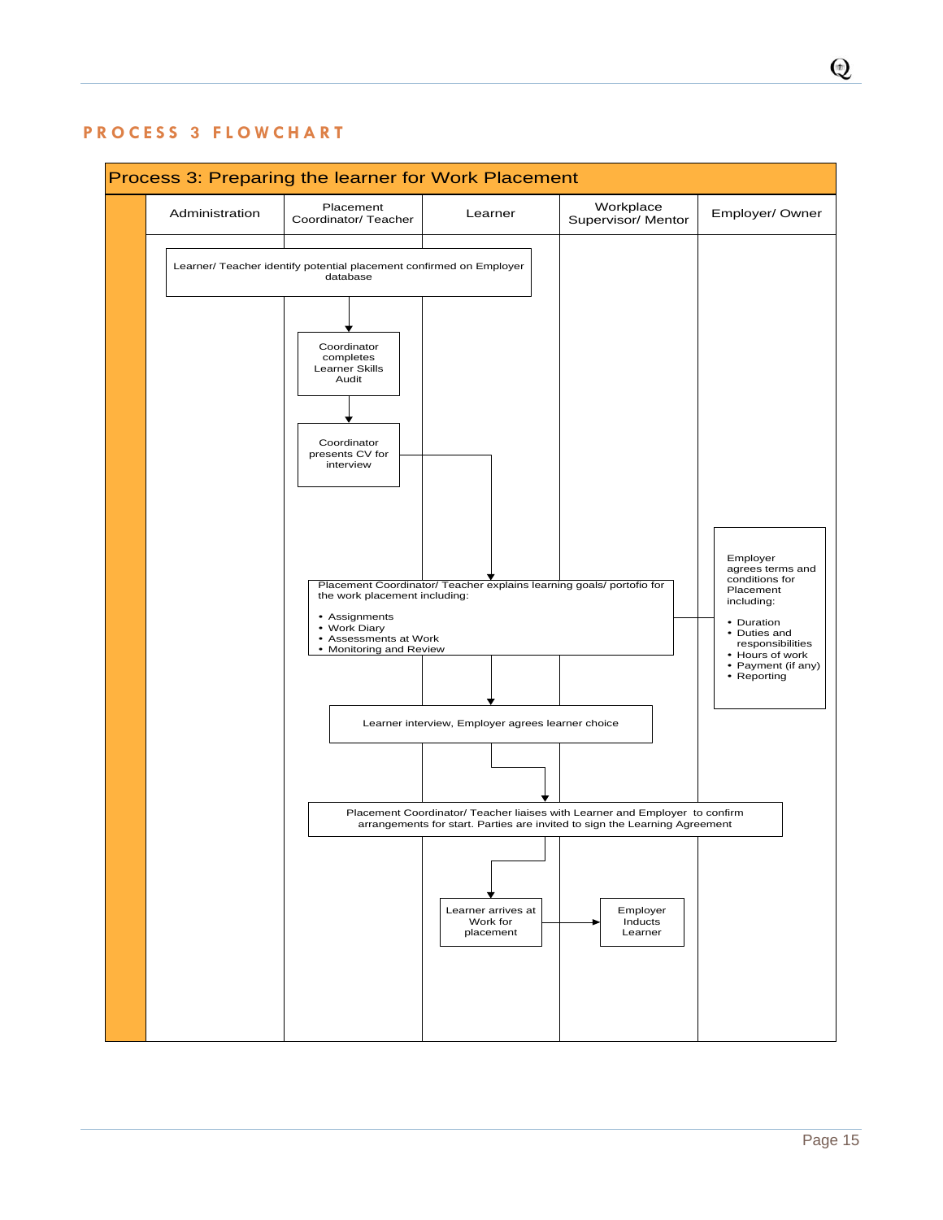## PROCESS 3 FLOWCHART

**Process 3: Preparing the learner for Work Placement**

| Administration | Placement Coordinator/ Teacher | Learner | Workplace Supervisor/ Mentor | Employer/ Owner |
|---|---|---|---|---|

- Learner/ Teacher identify potential placement confirmed on Employer database
- Coordinator completes Learner Skills Audit
- Coordinator presents CV for interview
- Placement Coordinator/ Teacher explains learning goals/ portofio for the work placement including:
  - Assignments
  - Work Diary
  - Assessments at Work
  - Monitoring and Review
- Employer agrees terms and conditions for Placement including:
  - Duration
  - Duties and responsibilities
  - Hours of work
  - Payment (if any)
  - Reporting
- Learner interview, Employer agrees learner choice
- Placement Coordinator/ Teacher liaises with Learner and Employer to confirm arrangements for start. Parties are invited to sign the Learning Agreement
- Learner arrives at Work for placement
- Employer Inducts Learner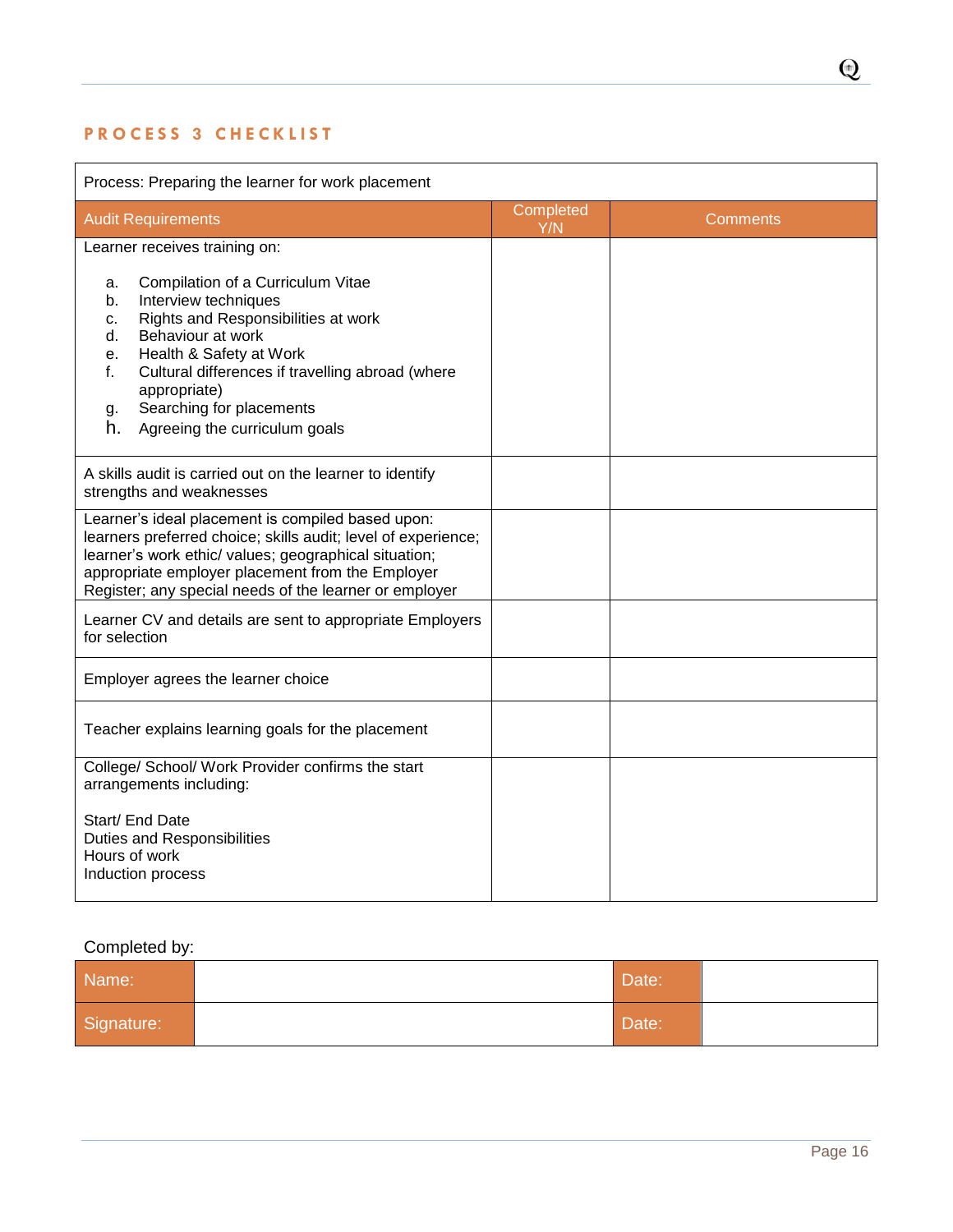## PROCESS 3 CHECKLIST

| Process: Preparing the learner for work placement | | |
|---|---|---|
| **Audit Requirements** | **Completed Y/N** | **Comments** |
| Learner receives training on:<br><br>a. Compilation of a Curriculum Vitae<br>b. Interview techniques<br>c. Rights and Responsibilities at work<br>d. Behaviour at work<br>e. Health & Safety at Work<br>f. Cultural differences if travelling abroad (where appropriate)<br>g. Searching for placements<br>h. Agreeing the curriculum goals | | |
| A skills audit is carried out on the learner to identify strengths and weaknesses | | |
| Learner's ideal placement is compiled based upon: learners preferred choice; skills audit; level of experience; learner's work ethic/ values; geographical situation; appropriate employer placement from the Employer Register; any special needs of the learner or employer | | |
| Learner CV and details are sent to appropriate Employers for selection | | |
| Employer agrees the learner choice | | |
| Teacher explains learning goals for the placement | | |
| College/ School/ Work Provider confirms the start arrangements including:<br><br>Start/ End Date<br>Duties and Responsibilities<br>Hours of work<br>Induction process | | |

Completed by:

| Name: | | Date: | |
|---|---|---|---|
| Signature: | | Date: | |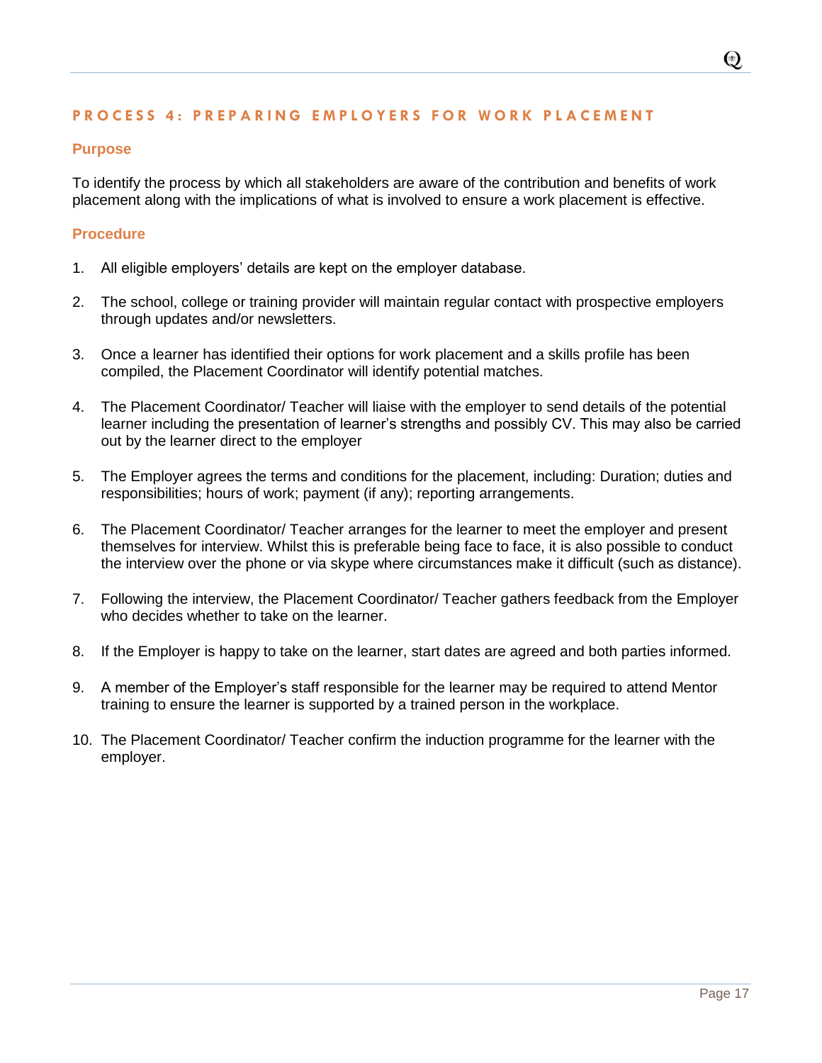## PROCESS 4: PREPARING EMPLOYERS FOR WORK PLACEMENT

### Purpose

To identify the process by which all stakeholders are aware of the contribution and benefits of work placement along with the implications of what is involved to ensure a work placement is effective.

### Procedure

1. All eligible employers' details are kept on the employer database.
2. The school, college or training provider will maintain regular contact with prospective employers through updates and/or newsletters.
3. Once a learner has identified their options for work placement and a skills profile has been compiled, the Placement Coordinator will identify potential matches.
4. The Placement Coordinator/ Teacher will liaise with the employer to send details of the potential learner including the presentation of learner's strengths and possibly CV. This may also be carried out by the learner direct to the employer
5. The Employer agrees the terms and conditions for the placement, including: Duration; duties and responsibilities; hours of work; payment (if any); reporting arrangements.
6. The Placement Coordinator/ Teacher arranges for the learner to meet the employer and present themselves for interview. Whilst this is preferable being face to face, it is also possible to conduct the interview over the phone or via skype where circumstances make it difficult (such as distance).
7. Following the interview, the Placement Coordinator/ Teacher gathers feedback from the Employer who decides whether to take on the learner.
8. If the Employer is happy to take on the learner, start dates are agreed and both parties informed.
9. A member of the Employer's staff responsible for the learner may be required to attend Mentor training to ensure the learner is supported by a trained person in the workplace.
10. The Placement Coordinator/ Teacher confirm the induction programme for the learner with the employer.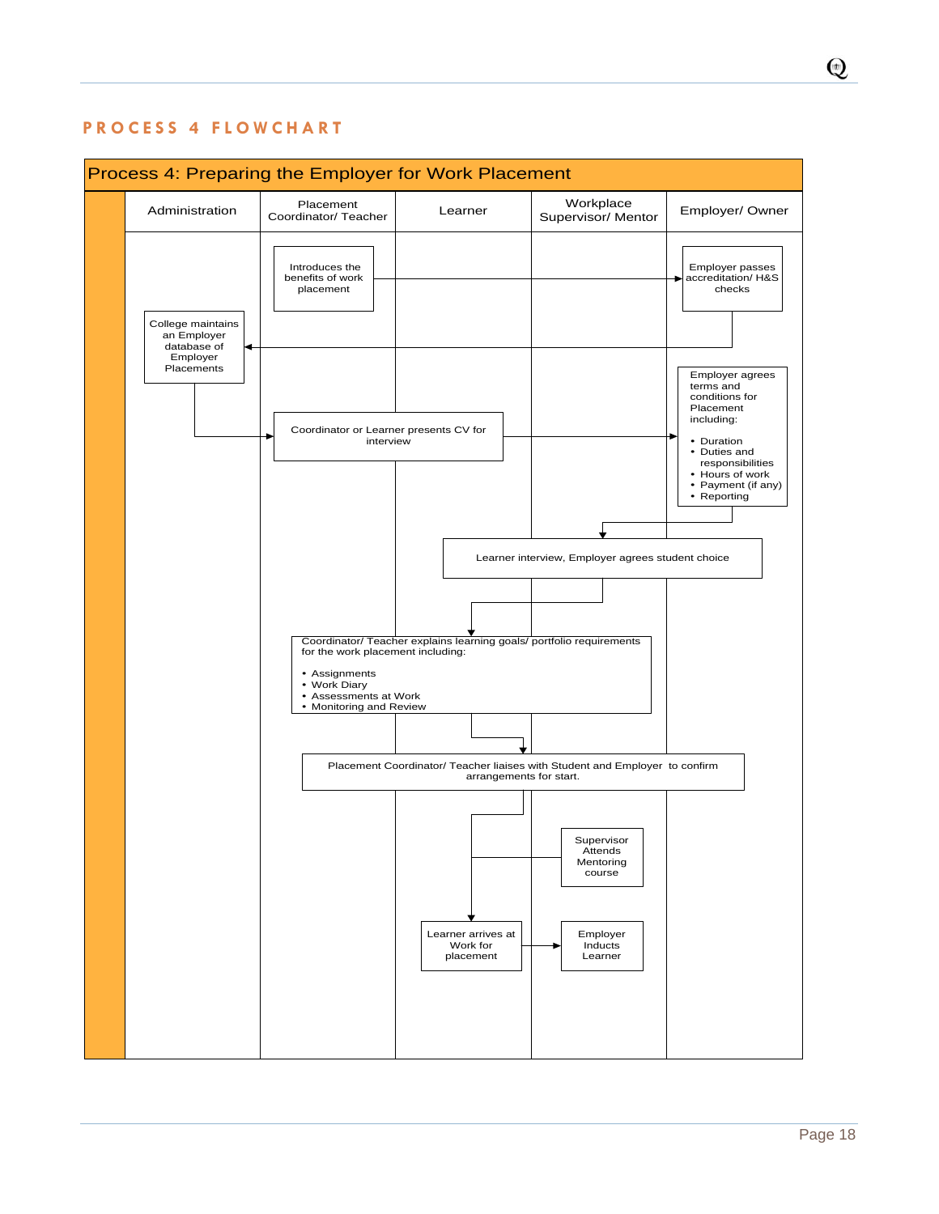## PROCESS 4 FLOWCHART

**Process 4: Preparing the Employer for Work Placement**

| Administration | Placement Coordinator/ Teacher | Learner | Workplace Supervisor/ Mentor | Employer/ Owner |
|---|---|---|---|---|
| | Introduces the benefits of work placement | | | Employer passes accreditation/ H&S checks |
| College maintains an Employer database of Employer Placements | | | | |
| | Coordinator or Learner presents CV for interview | | | Employer agrees terms and conditions for Placement including: • Duration • Duties and responsibilities • Hours of work • Payment (if any) • Reporting |
| | | Learner interview, Employer agrees student choice | | |
| | Coordinator/ Teacher explains learning goals/ portfolio requirements for the work placement including: • Assignments • Work Diary • Assessments at Work • Monitoring and Review | | | |
| | | Placement Coordinator/ Teacher liaises with Student and Employer to confirm arrangements for start. | | |
| | | | Supervisor Attends Mentoring course | |
| | | Learner arrives at Work for placement | Employer Inducts Learner | |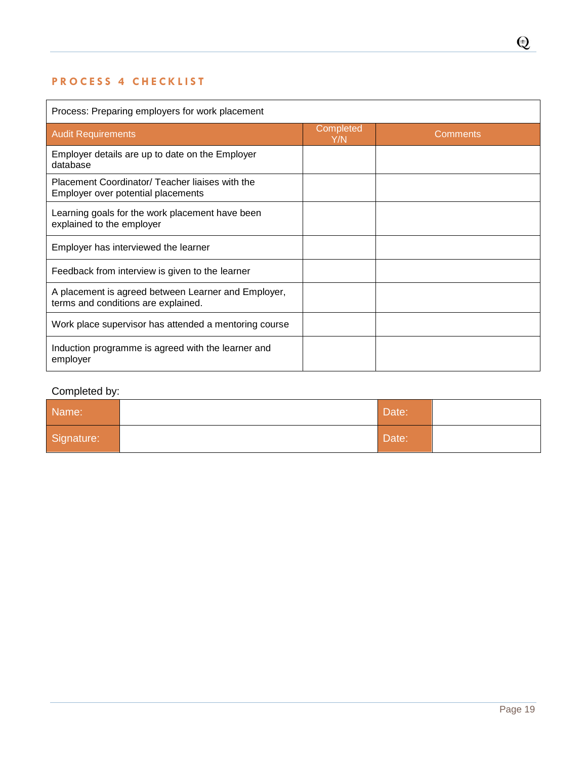## PROCESS 4 CHECKLIST

| Process: Preparing employers for work placement | | |
|---|---|---|
| **Audit Requirements** | **Completed Y/N** | **Comments** |
| Employer details are up to date on the Employer database | | |
| Placement Coordinator/ Teacher liaises with the Employer over potential placements | | |
| Learning goals for the work placement have been explained to the employer | | |
| Employer has interviewed the learner | | |
| Feedback from interview is given to the learner | | |
| A placement is agreed between Learner and Employer, terms and conditions are explained. | | |
| Work place supervisor has attended a mentoring course | | |
| Induction programme is agreed with the learner and employer | | |

Completed by:

| Name: | | Date: | |
|---|---|---|---|
| Signature: | | Date: | |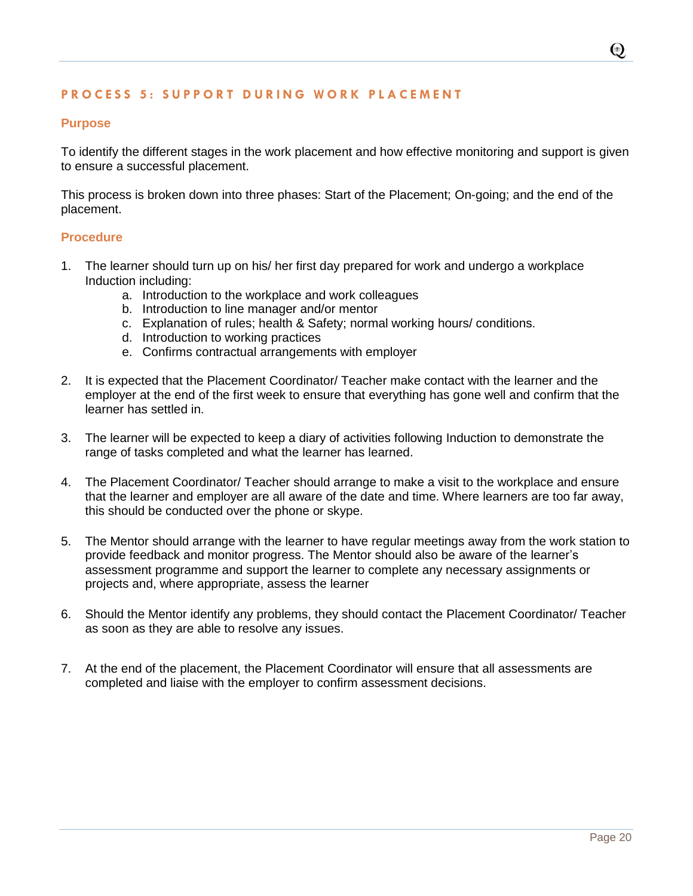## PROCESS 5: SUPPORT DURING WORK PLACEMENT

### Purpose

To identify the different stages in the work placement and how effective monitoring and support is given to ensure a successful placement.

This process is broken down into three phases: Start of the Placement; On-going; and the end of the placement.

### Procedure

1. The learner should turn up on his/ her first day prepared for work and undergo a workplace Induction including:
    a. Introduction to the workplace and work colleagues
    b. Introduction to line manager and/or mentor
    c. Explanation of rules; health & Safety; normal working hours/ conditions.
    d. Introduction to working practices
    e. Confirms contractual arrangements with employer

2. It is expected that the Placement Coordinator/ Teacher make contact with the learner and the employer at the end of the first week to ensure that everything has gone well and confirm that the learner has settled in.

3. The learner will be expected to keep a diary of activities following Induction to demonstrate the range of tasks completed and what the learner has learned.

4. The Placement Coordinator/ Teacher should arrange to make a visit to the workplace and ensure that the learner and employer are all aware of the date and time. Where learners are too far away, this should be conducted over the phone or skype.

5. The Mentor should arrange with the learner to have regular meetings away from the work station to provide feedback and monitor progress. The Mentor should also be aware of the learner's assessment programme and support the learner to complete any necessary assignments or projects and, where appropriate, assess the learner

6. Should the Mentor identify any problems, they should contact the Placement Coordinator/ Teacher as soon as they are able to resolve any issues.

7. At the end of the placement, the Placement Coordinator will ensure that all assessments are completed and liaise with the employer to confirm assessment decisions.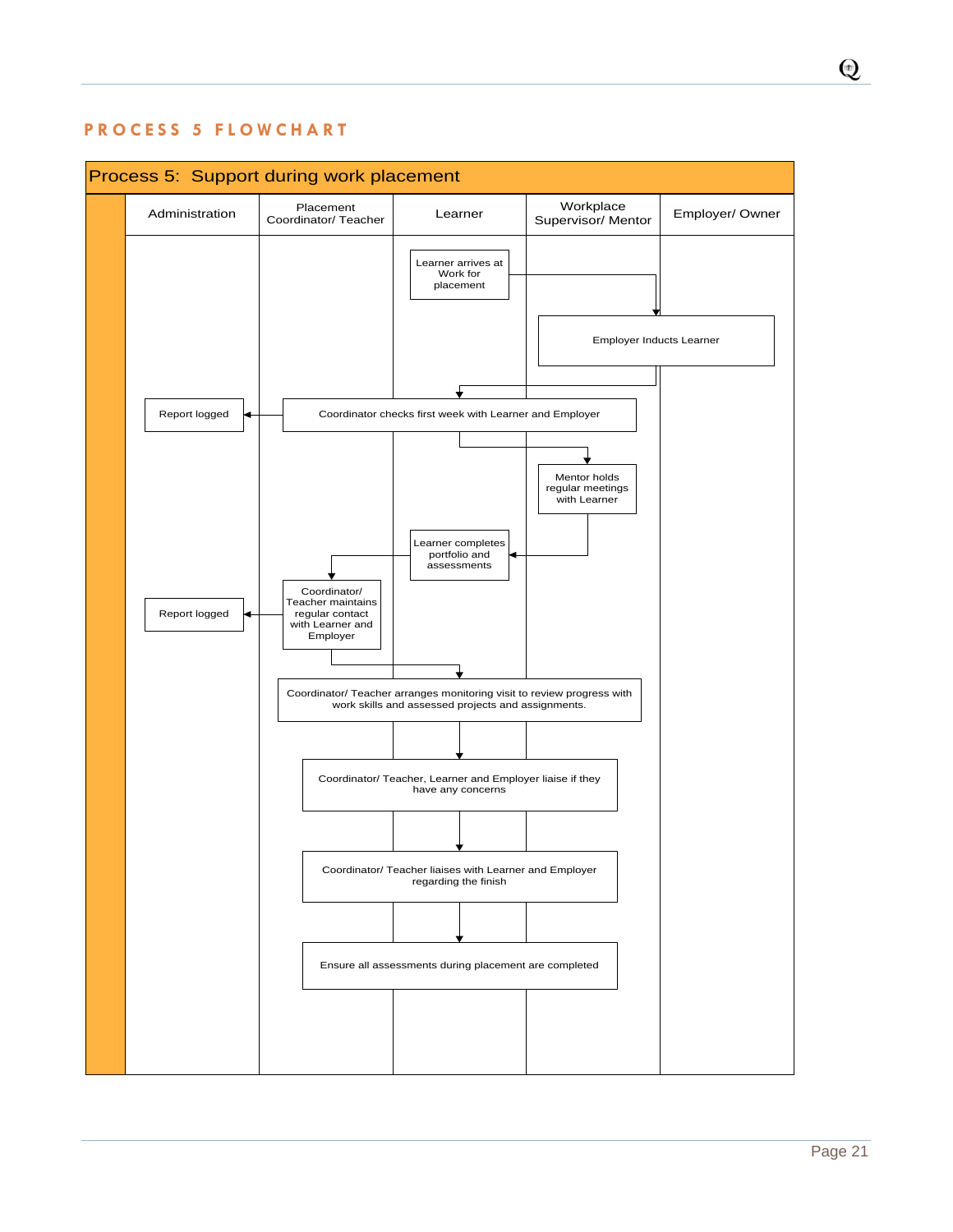## PROCESS 5 FLOWCHART

**Process 5: Support during work placement**

| Administration | Placement Coordinator/ Teacher | Learner | Workplace Supervisor/ Mentor | Employer/ Owner |
|---|---|---|---|---|
| | | Learner arrives at Work for placement | | |
| | | | Employer Inducts Learner | |
| Report logged | Coordinator checks first week with Learner and Employer | | | |
| | | | Mentor holds regular meetings with Learner | |
| | | Learner completes portfolio and assessments | | |
| Report logged | Coordinator/ Teacher maintains regular contact with Learner and Employer | | | |
| | Coordinator/ Teacher arranges monitoring visit to review progress with work skills and assessed projects and assignments. | | | |
| | Coordinator/ Teacher, Learner and Employer liaise if they have any concerns | | | |
| | Coordinator/ Teacher liaises with Learner and Employer regarding the finish | | | |
| | Ensure all assessments during placement are completed | | | |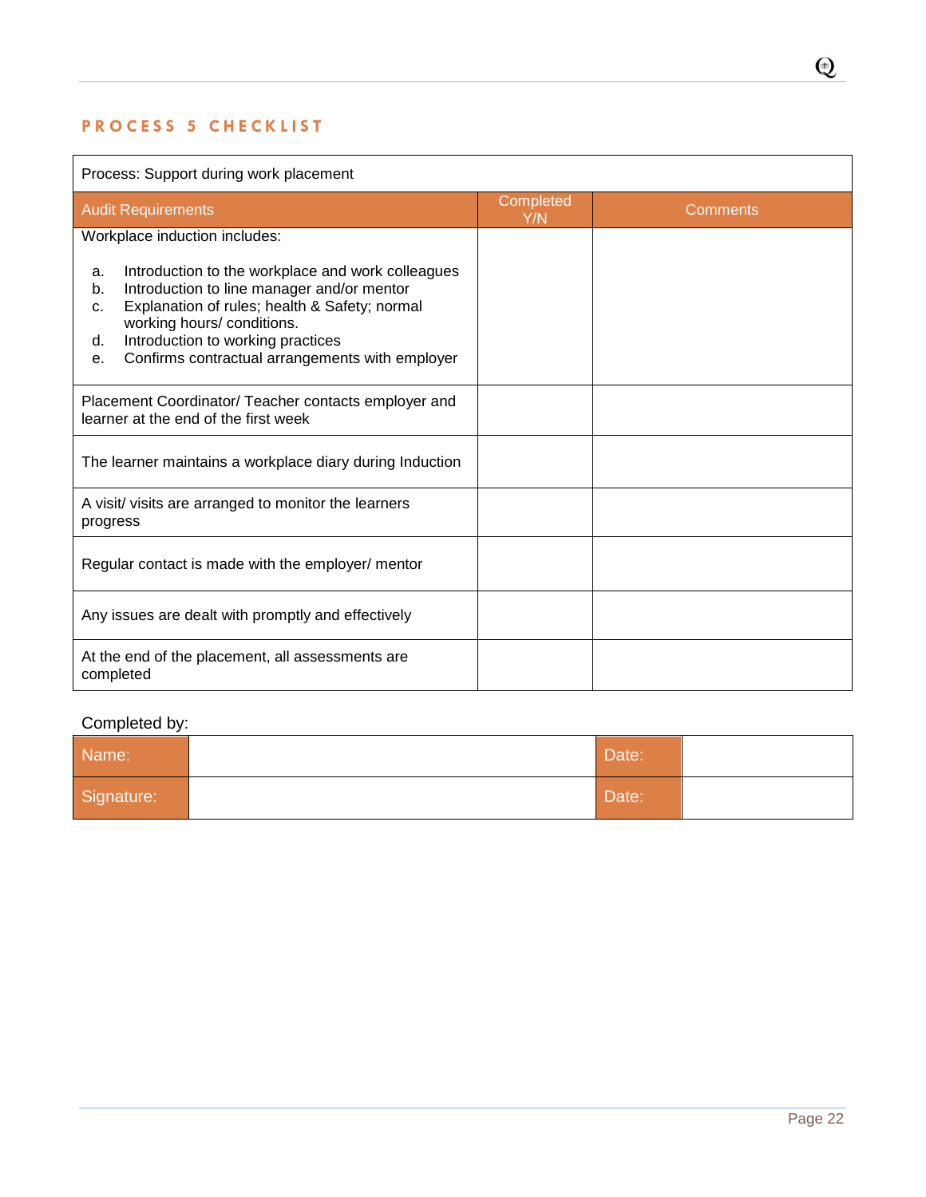## PROCESS 5 CHECKLIST

| Process: Support during work placement | | |
|---|---|---|
| Audit Requirements | Completed Y/N | Comments |
| Workplace induction includes:<br><br>a. Introduction to the workplace and work colleagues<br>b. Introduction to line manager and/or mentor<br>c. Explanation of rules; health & Safety; normal working hours/ conditions.<br>d. Introduction to working practices<br>e. Confirms contractual arrangements with employer | | |
| Placement Coordinator/ Teacher contacts employer and learner at the end of the first week | | |
| The learner maintains a workplace diary during Induction | | |
| A visit/ visits are arranged to monitor the learners progress | | |
| Regular contact is made with the employer/ mentor | | |
| Any issues are dealt with promptly and effectively | | |
| At the end of the placement, all assessments are completed | | |

Completed by:

| Name: | | Date: | |
|---|---|---|---|
| Signature: | | Date: | |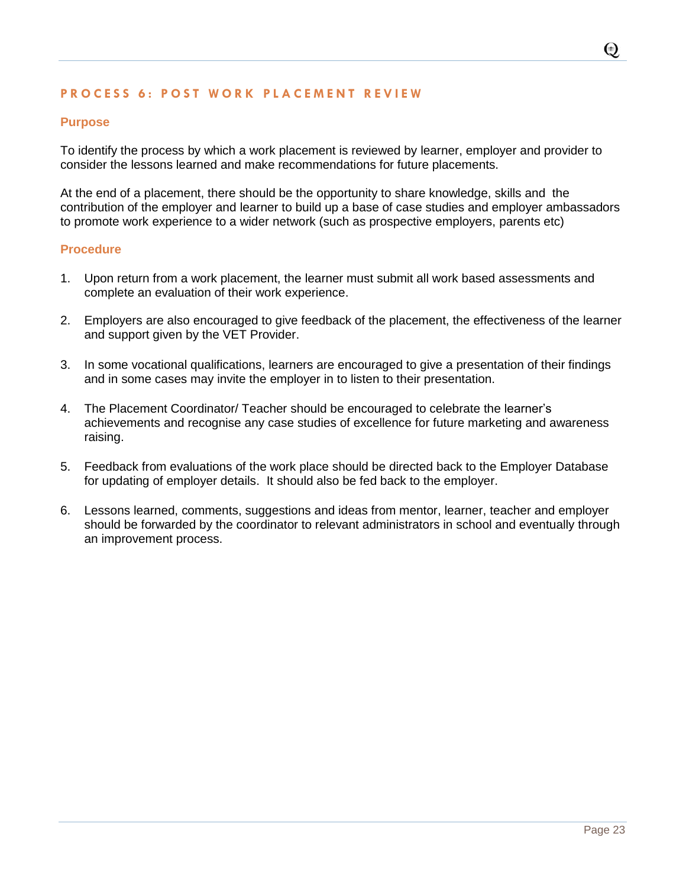## PROCESS 6: POST WORK PLACEMENT REVIEW

### Purpose

To identify the process by which a work placement is reviewed by learner, employer and provider to consider the lessons learned and make recommendations for future placements.

At the end of a placement, there should be the opportunity to share knowledge, skills and the contribution of the employer and learner to build up a base of case studies and employer ambassadors to promote work experience to a wider network (such as prospective employers, parents etc)

### Procedure

1. Upon return from a work placement, the learner must submit all work based assessments and complete an evaluation of their work experience.

2. Employers are also encouraged to give feedback of the placement, the effectiveness of the learner and support given by the VET Provider.

3. In some vocational qualifications, learners are encouraged to give a presentation of their findings and in some cases may invite the employer in to listen to their presentation.

4. The Placement Coordinator/ Teacher should be encouraged to celebrate the learner's achievements and recognise any case studies of excellence for future marketing and awareness raising.

5. Feedback from evaluations of the work place should be directed back to the Employer Database for updating of employer details. It should also be fed back to the employer.

6. Lessons learned, comments, suggestions and ideas from mentor, learner, teacher and employer should be forwarded by the coordinator to relevant administrators in school and eventually through an improvement process.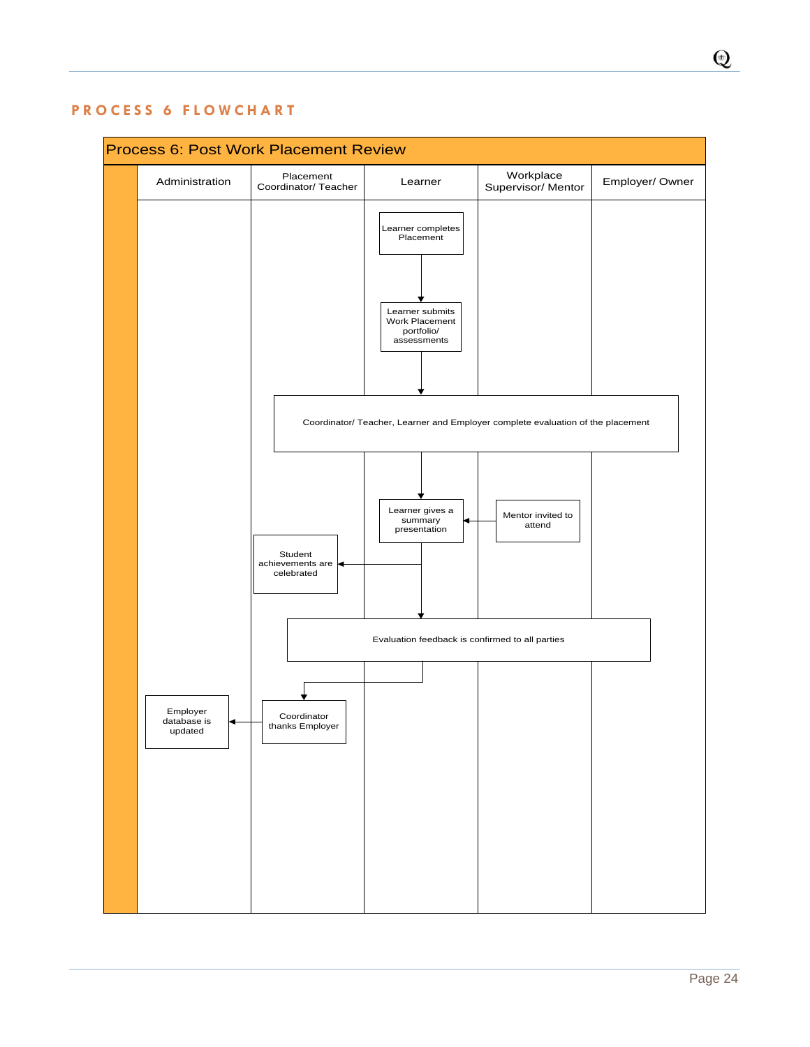## PROCESS 6 FLOWCHART

### Process 6: Post Work Placement Review

| Administration | Placement Coordinator/ Teacher | Learner | Workplace Supervisor/ Mentor | Employer/ Owner |
|---|---|---|---|---|
| | | Learner completes Placement | | |
| | | Learner submits Work Placement portfolio/ assessments | | |
| | Coordinator/ Teacher, Learner and Employer complete evaluation of the placement | | | |
| | | Learner gives a summary presentation | Mentor invited to attend | |
| | Student achievements are celebrated | | | |
| | Evaluation feedback is confirmed to all parties | | | |
| Employer database is updated | Coordinator thanks Employer | | | |

Flow:

1. Learner completes Placement → Learner submits Work Placement portfolio/ assessments
2. Learner submits Work Placement portfolio/ assessments → Coordinator/ Teacher, Learner and Employer complete evaluation of the placement
3. Coordinator/ Teacher, Learner and Employer complete evaluation of the placement → Learner gives a summary presentation
4. Mentor invited to attend → Learner gives a summary presentation
5. Learner gives a summary presentation → Student achievements are celebrated
6. Learner gives a summary presentation → Evaluation feedback is confirmed to all parties
7. Evaluation feedback is confirmed to all parties → Coordinator thanks Employer
8. Coordinator thanks Employer → Employer database is updated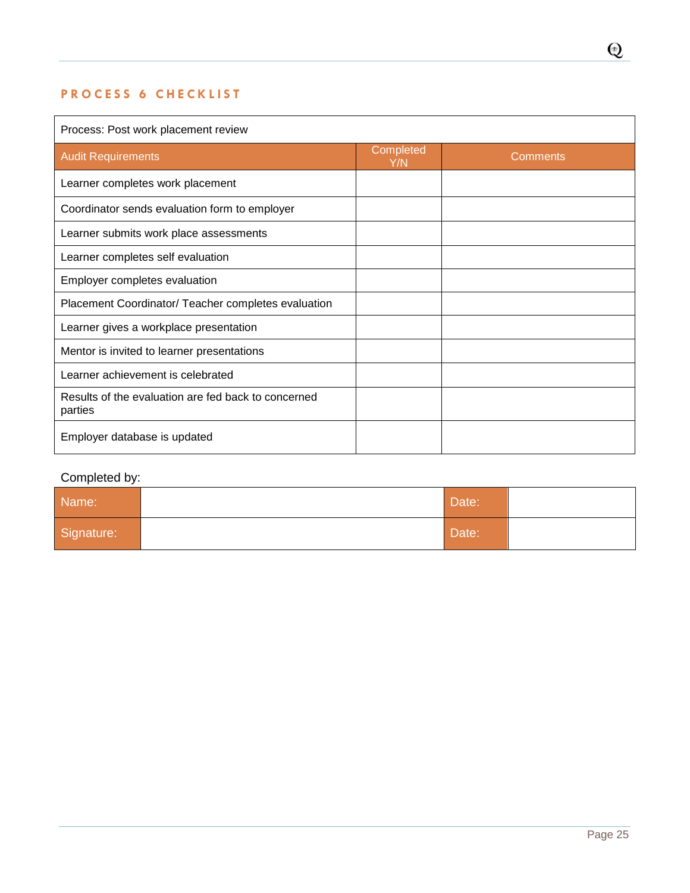## PROCESS 6 CHECKLIST

| Process: Post work placement review | | |
|---|---|---|
| Audit Requirements | Completed Y/N | Comments |
| Learner completes work placement | | |
| Coordinator sends evaluation form to employer | | |
| Learner submits work place assessments | | |
| Learner completes self evaluation | | |
| Employer completes evaluation | | |
| Placement Coordinator/ Teacher completes evaluation | | |
| Learner gives a workplace presentation | | |
| Mentor is invited to learner presentations | | |
| Learner achievement is celebrated | | |
| Results of the evaluation are fed back to concerned parties | | |
| Employer database is updated | | |

Completed by:

| Name: | | Date: | |
|---|---|---|---|
| Signature: | | Date: | |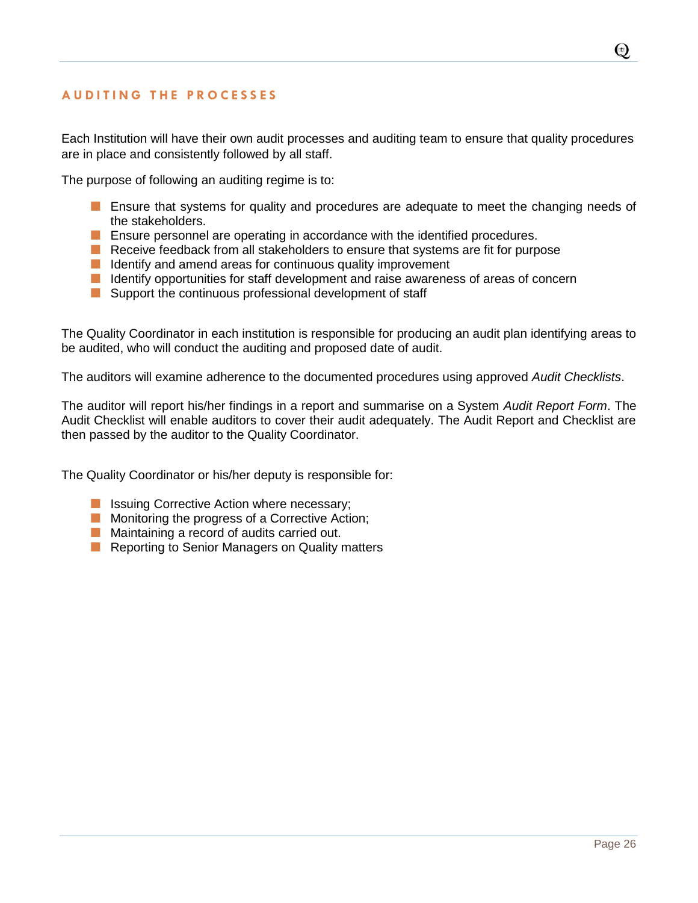## AUDITING THE PROCESSES

Each Institution will have their own audit processes and auditing team to ensure that quality procedures are in place and consistently followed by all staff.

The purpose of following an auditing regime is to:

- Ensure that systems for quality and procedures are adequate to meet the changing needs of the stakeholders.
- Ensure personnel are operating in accordance with the identified procedures.
- Receive feedback from all stakeholders to ensure that systems are fit for purpose
- Identify and amend areas for continuous quality improvement
- Identify opportunities for staff development and raise awareness of areas of concern
- Support the continuous professional development of staff

The Quality Coordinator in each institution is responsible for producing an audit plan identifying areas to be audited, who will conduct the auditing and proposed date of audit.

The auditors will examine adherence to the documented procedures using approved *Audit Checklists*.

The auditor will report his/her findings in a report and summarise on a System *Audit Report Form*. The Audit Checklist will enable auditors to cover their audit adequately. The Audit Report and Checklist are then passed by the auditor to the Quality Coordinator.

The Quality Coordinator or his/her deputy is responsible for:

- Issuing Corrective Action where necessary;
- Monitoring the progress of a Corrective Action;
- Maintaining a record of audits carried out.
- Reporting to Senior Managers on Quality matters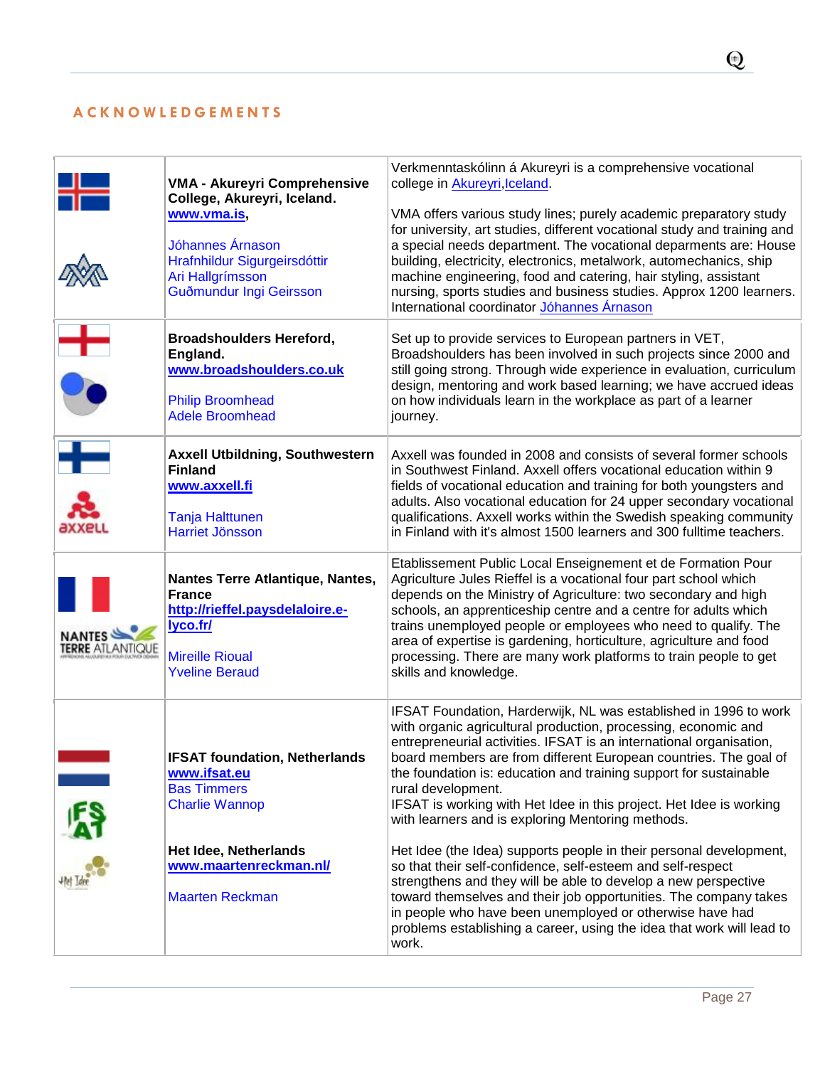## ACKNOWLEDGEMENTS

| | | |
|---|---|---|
| | **VMA - Akureyri Comprehensive College, Akureyri, Iceland.** **www.vma.is**,<br><br>Jóhannes Árnason<br>Hrafnhildur Sigurgeirsdóttir<br>Ari Hallgrímsson<br>Guðmundur Ingi Geirsson | Verkmenntaskólinn á Akureyri is a comprehensive vocational college in Akureyri,Iceland.<br><br>VMA offers various study lines; purely academic preparatory study for university, art studies, different vocational study and training and a special needs department. The vocational deparments are: House building, electricity, electronics, metalwork, automechanics, ship machine engineering, food and catering, hair styling, assistant nursing, sports studies and business studies. Approx 1200 learners. International coordinator Jóhannes Árnason |
| | **Broadshoulders Hereford, England.** **www.broadshoulders.co.uk**<br><br>Philip Broomhead<br>Adele Broomhead | Set up to provide services to European partners in VET, Broadshoulders has been involved in such projects since 2000 and still going strong. Through wide experience in evaluation, curriculum design, mentoring and work based learning; we have accrued ideas on how individuals learn in the workplace as part of a learner journey. |
| axxell | **Axxell Utbildning, Southwestern Finland** **www.axxell.fi**<br><br>Tanja Halttunen<br>Harriet Jönsson | Axxell was founded in 2008 and consists of several former schools in Southwest Finland. Axxell offers vocational education within 9 fields of vocational education and training for both youngsters and adults. Also vocational education for 24 upper secondary vocational qualifications. Axxell works within the Swedish speaking community in Finland with it's almost 1500 learners and 300 fulltime teachers. |
| NANTES TERRE ATLANTIQUE | **Nantes Terre Atlantique, Nantes, France** **http://rieffel.paysdelaloire.e-lyco.fr/**<br><br>Mireille Rioual<br>Yveline Beraud | Etablissement Public Local Enseignement et de Formation Pour Agriculture Jules Rieffel is a vocational four part school which depends on the Ministry of Agriculture: two secondary and high schools, an apprenticeship centre and a centre for adults which trains unemployed people or employees who need to qualify. The area of expertise is gardening, horticulture, agriculture and food processing. There are many work platforms to train people to get skills and knowledge. |
| IFSAT<br><br>Het Idee | **IFSAT foundation, Netherlands** **www.ifsat.eu**<br>Bas Timmers<br>Charlie Wannop<br><br>**Het Idee, Netherlands** **www.maartenreckman.nl/**<br><br>Maarten Reckman | IFSAT Foundation, Harderwijk, NL was established in 1996 to work with organic agricultural production, processing, economic and entrepreneurial activities. IFSAT is an international organisation, board members are from different European countries. The goal of the foundation is: education and training support for sustainable rural development.<br>IFSAT is working with Het Idee in this project. Het Idee is working with learners and is exploring Mentoring methods.<br><br>Het Idee (the Idea) supports people in their personal development, so that their self-confidence, self-esteem and self-respect strengthens and they will be able to develop a new perspective toward themselves and their job opportunities. The company takes in people who have been unemployed or otherwise have had problems establishing a career, using the idea that work will lead to work. |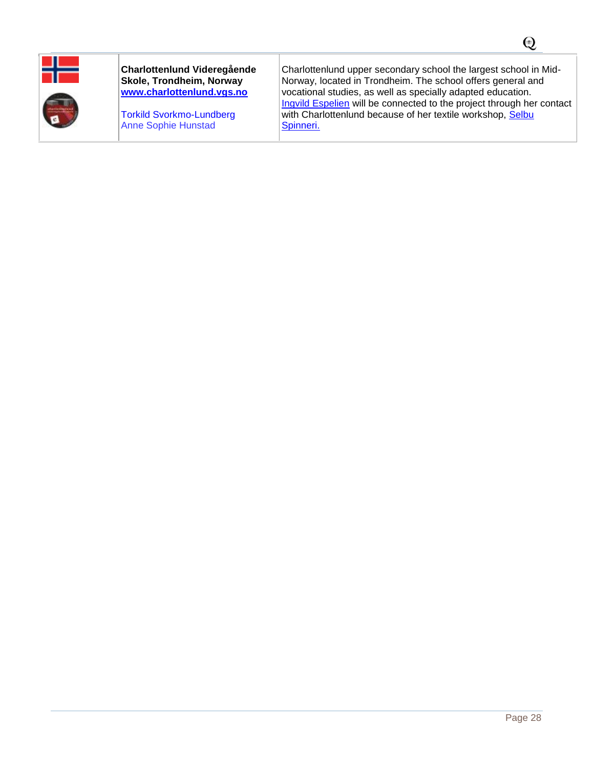| | | |
|---|---|---|
| | **Charlottenlund Videregående Skole, Trondheim, Norway** **www.charlottenlund.vgs.no** Torkild Svorkmo-Lundberg Anne Sophie Hunstad | Charlottenlund upper secondary school the largest school in Mid-Norway, located in Trondheim. The school offers general and vocational studies, as well as specially adapted education. Ingvild Espelien will be connected to the project through her contact with Charlottenlund because of her textile workshop, Selbu Spinneri. |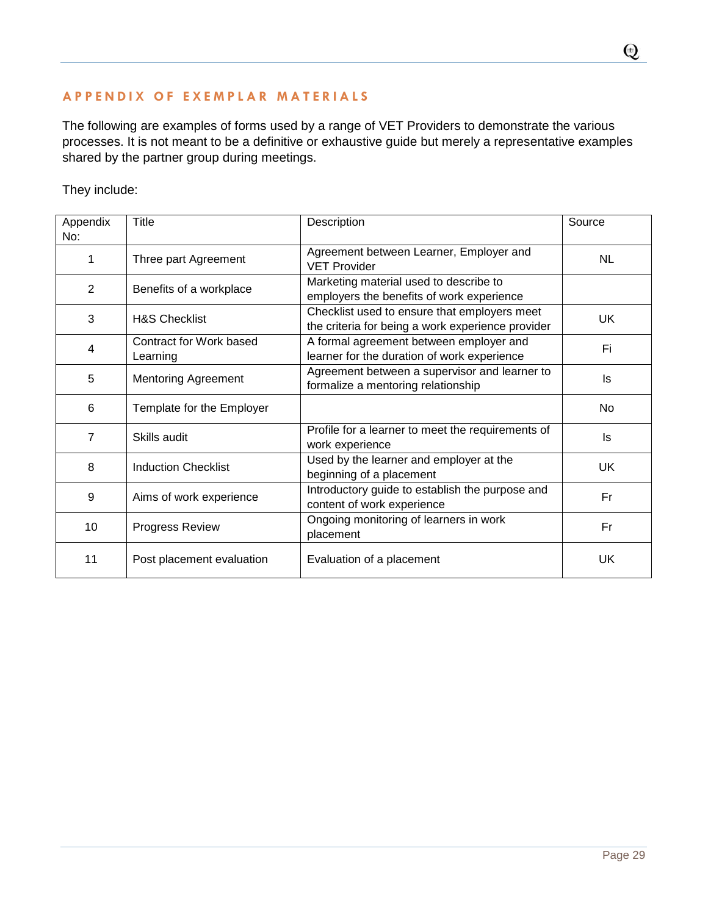## APPENDIX OF EXEMPLAR MATERIALS

The following are examples of forms used by a range of VET Providers to demonstrate the various processes. It is not meant to be a definitive or exhaustive guide but merely a representative examples shared by the partner group during meetings.

They include:

| Appendix No: | Title | Description | Source |
|---|---|---|---|
| 1 | Three part Agreement | Agreement between Learner, Employer and VET Provider | NL |
| 2 | Benefits of a workplace | Marketing material used to describe to employers the benefits of work experience | |
| 3 | H&S Checklist | Checklist used to ensure that employers meet the criteria for being a work experience provider | UK |
| 4 | Contract for Work based Learning | A formal agreement between employer and learner for the duration of work experience | Fi |
| 5 | Mentoring Agreement | Agreement between a supervisor and learner to formalize a mentoring relationship | Is |
| 6 | Template for the Employer | | No |
| 7 | Skills audit | Profile for a learner to meet the requirements of work experience | Is |
| 8 | Induction Checklist | Used by the learner and employer at the beginning of a placement | UK |
| 9 | Aims of work experience | Introductory guide to establish the purpose and content of work experience | Fr |
| 10 | Progress Review | Ongoing monitoring of learners in work placement | Fr |
| 11 | Post placement evaluation | Evaluation of a placement | UK |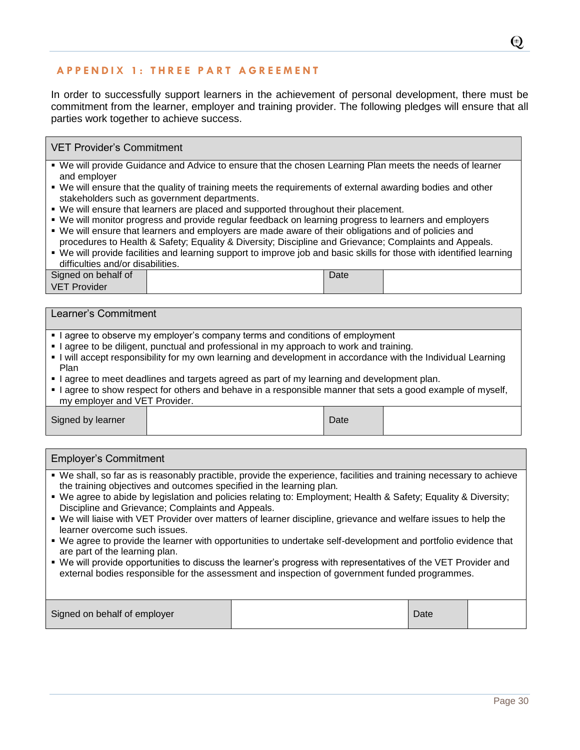## APPENDIX 1: THREE PART AGREEMENT

In order to successfully support learners in the achievement of personal development, there must be commitment from the learner, employer and training provider. The following pledges will ensure that all parties work together to achieve success.

### VET Provider's Commitment

- We will provide Guidance and Advice to ensure that the chosen Learning Plan meets the needs of learner and employer
- We will ensure that the quality of training meets the requirements of external awarding bodies and other stakeholders such as government departments.
- We will ensure that learners are placed and supported throughout their placement.
- We will monitor progress and provide regular feedback on learning progress to learners and employers
- We will ensure that learners and employers are made aware of their obligations and of policies and procedures to Health & Safety; Equality & Diversity; Discipline and Grievance; Complaints and Appeals.
- We will provide facilities and learning support to improve job and basic skills for those with identified learning difficulties and/or disabilities.

| Signed on behalf of VET Provider | | Date | |
|---|---|---|---|

### Learner's Commitment

- I agree to observe my employer's company terms and conditions of employment
- I agree to be diligent, punctual and professional in my approach to work and training.
- I will accept responsibility for my own learning and development in accordance with the Individual Learning Plan
- I agree to meet deadlines and targets agreed as part of my learning and development plan.
- I agree to show respect for others and behave in a responsible manner that sets a good example of myself, my employer and VET Provider.

| Signed by learner | | Date | |
|---|---|---|---|

### Employer's Commitment

- We shall, so far as is reasonably practible, provide the experience, facilities and training necessary to achieve the training objectives and outcomes specified in the learning plan.
- We agree to abide by legislation and policies relating to: Employment; Health & Safety; Equality & Diversity; Discipline and Grievance; Complaints and Appeals.
- We will liaise with VET Provider over matters of learner discipline, grievance and welfare issues to help the learner overcome such issues.
- We agree to provide the learner with opportunities to undertake self-development and portfolio evidence that are part of the learning plan.
- We will provide opportunities to discuss the learner's progress with representatives of the VET Provider and external bodies responsible for the assessment and inspection of government funded programmes.

| Signed on behalf of employer | | Date | |
|---|---|---|---|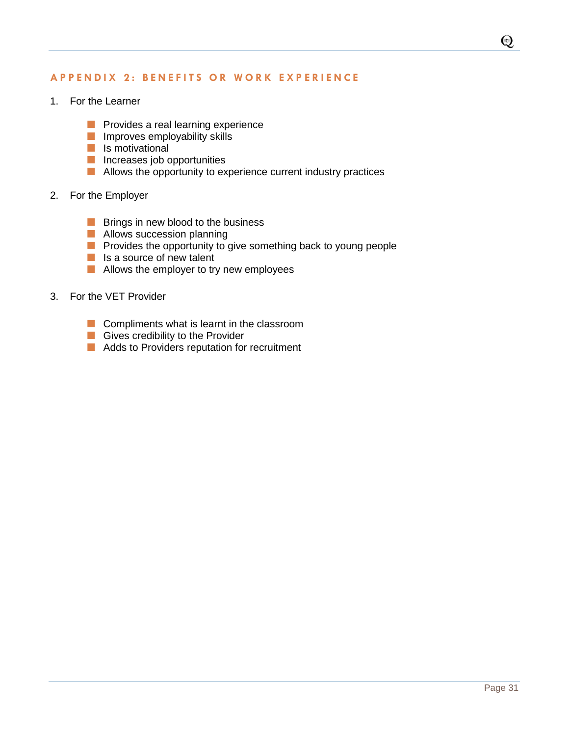## APPENDIX 2: BENEFITS OR WORK EXPERIENCE

1. For the Learner

   - Provides a real learning experience
   - Improves employability skills
   - Is motivational
   - Increases job opportunities
   - Allows the opportunity to experience current industry practices

2. For the Employer

   - Brings in new blood to the business
   - Allows succession planning
   - Provides the opportunity to give something back to young people
   - Is a source of new talent
   - Allows the employer to try new employees

3. For the VET Provider

   - Compliments what is learnt in the classroom
   - Gives credibility to the Provider
   - Adds to Providers reputation for recruitment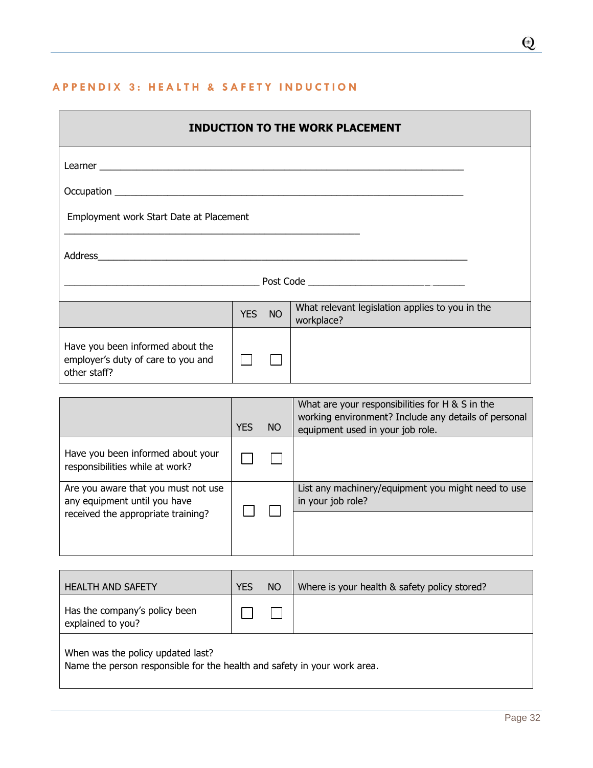## APPENDIX 3: HEALTH & SAFETY INDUCTION

**INDUCTION TO THE WORK PLACEMENT**

Learner ______________________________________________________________________

Occupation ____________________________________________________________________

Employment work Start Date at Placement

____________________________________________________________

Address_________________________________________________________________________

________________________________________ Post Code _____________________________

| | YES | NO | What relevant legislation applies to you in the workplace? |
|---|---|---|---|
| Have you been informed about the employer's duty of care to you and other staff? | ☐ | ☐ | |

| | YES | NO | What are your responsibilities for H & S in the working environment? Include any details of personal equipment used in your job role. |
|---|---|---|---|
| Have you been informed about your responsibilities while at work? | ☐ | ☐ | |
| Are you aware that you must not use any equipment until you have received the appropriate training? | ☐ | ☐ | List any machinery/equipment you might need to use in your job role? |

| HEALTH AND SAFETY | YES | NO | Where is your health & safety policy stored? |
|---|---|---|---|
| Has the company's policy been explained to you? | ☐ | ☐ | |
| When was the policy updated last?<br>Name the person responsible for the health and safety in your work area. | | | |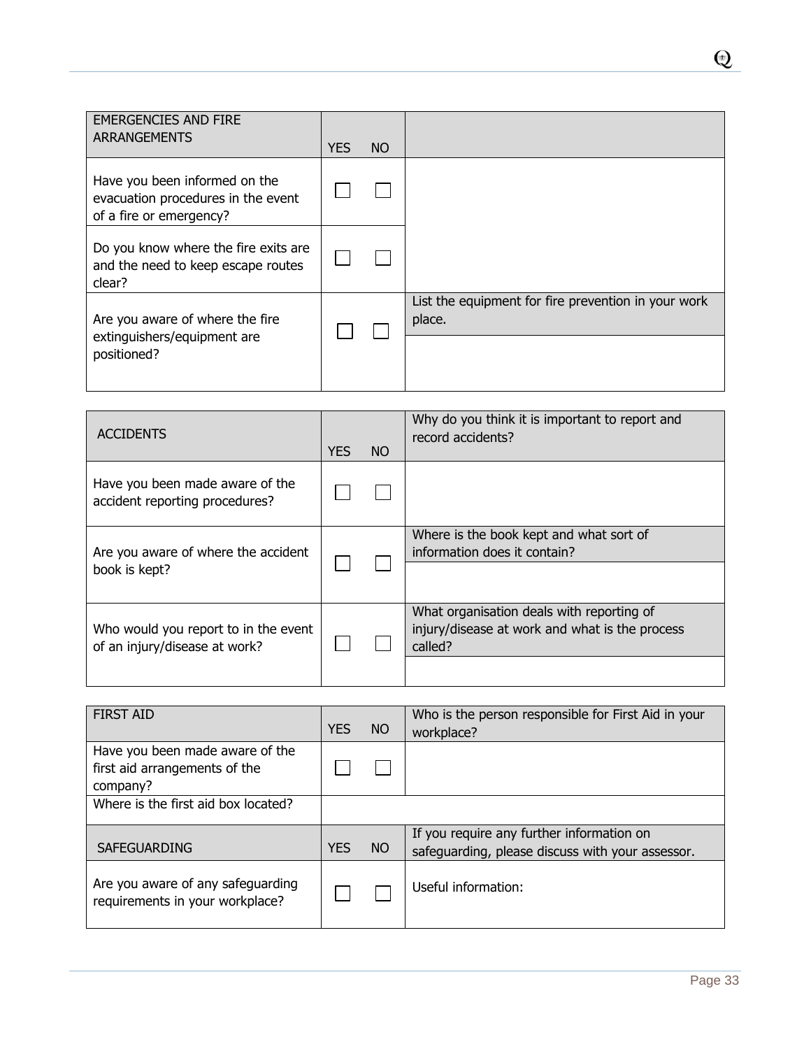| EMERGENCIES AND FIRE ARRANGEMENTS | YES | NO | |
|---|---|---|---|
| Have you been informed on the evacuation procedures in the event of a fire or emergency? | ☐ | ☐ | |
| Do you know where the fire exits are and the need to keep escape routes clear? | ☐ | ☐ | |
| Are you aware of where the fire extinguishers/equipment are positioned? | ☐ | ☐ | List the equipment for fire prevention in your work place. |

| ACCIDENTS | YES | NO | Why do you think it is important to report and record accidents? |
|---|---|---|---|
| Have you been made aware of the accident reporting procedures? | ☐ | ☐ | |
| Are you aware of where the accident book is kept? | ☐ | ☐ | Where is the book kept and what sort of information does it contain? |
| Who would you report to in the event of an injury/disease at work? | ☐ | ☐ | What organisation deals with reporting of injury/disease at work and what is the process called? |

| FIRST AID | YES | NO | Who is the person responsible for First Aid in your workplace? |
|---|---|---|---|
| Have you been made aware of the first aid arrangements of the company? | ☐ | ☐ | |
| Where is the first aid box located? | | | |

| SAFEGUARDING | YES | NO | If you require any further information on safeguarding, please discuss with your assessor. |
|---|---|---|---|
| Are you aware of any safeguarding requirements in your workplace? | ☐ | ☐ | Useful information: |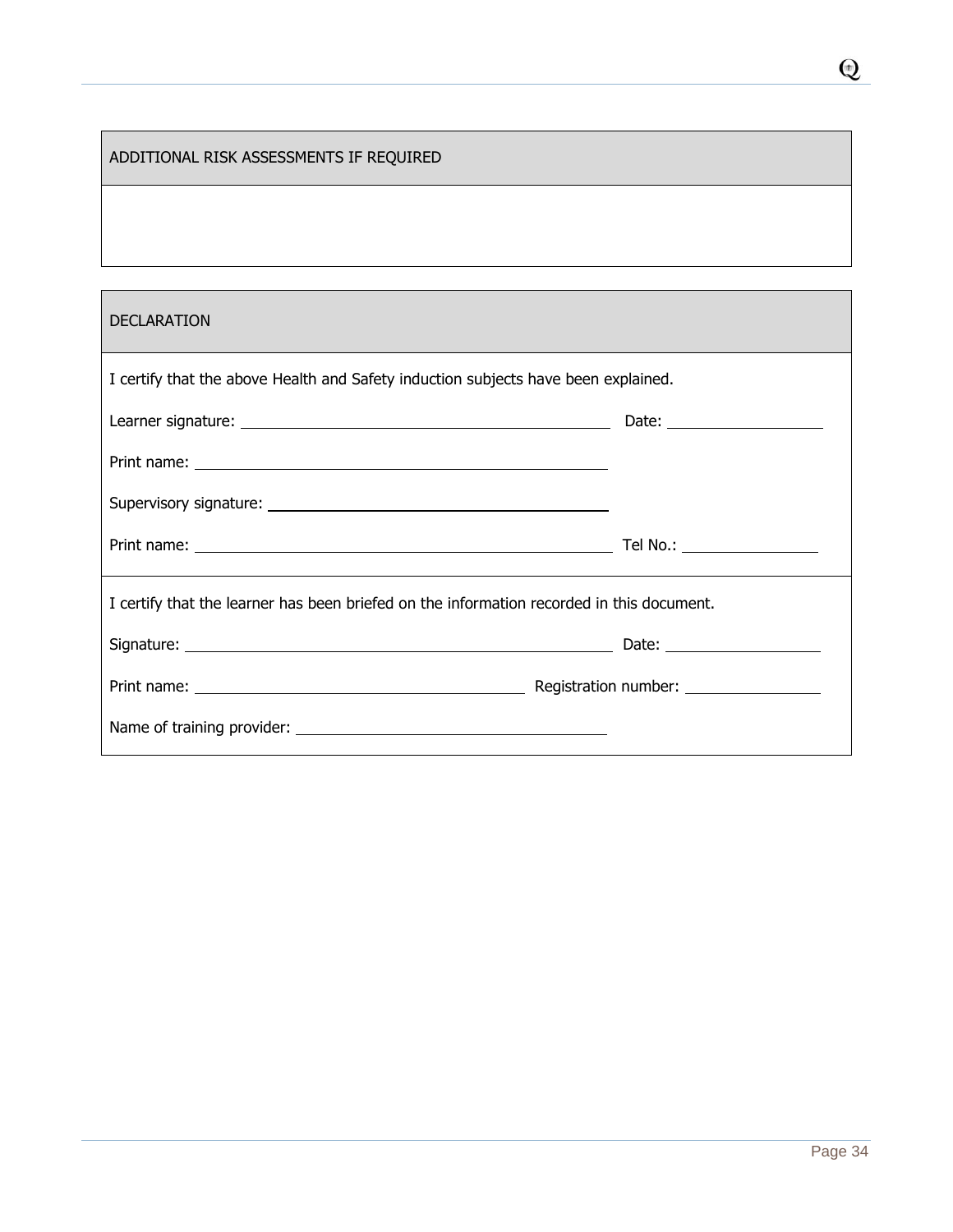| ADDITIONAL RISK ASSESSMENTS IF REQUIRED |
| --- |
| |

| DECLARATION |
| --- |
| I certify that the above Health and Safety induction subjects have been explained.<br><br>Learner signature: ____________________ Date: __________<br><br>Print name: ____________________<br><br>Supervisory signature: ____________________<br><br>Print name: ____________________ Tel No.: __________ |
| I certify that the learner has been briefed on the information recorded in this document.<br><br>Signature: ____________________ Date: __________<br><br>Print name: ____________________ Registration number: __________<br><br>Name of training provider: ____________________ |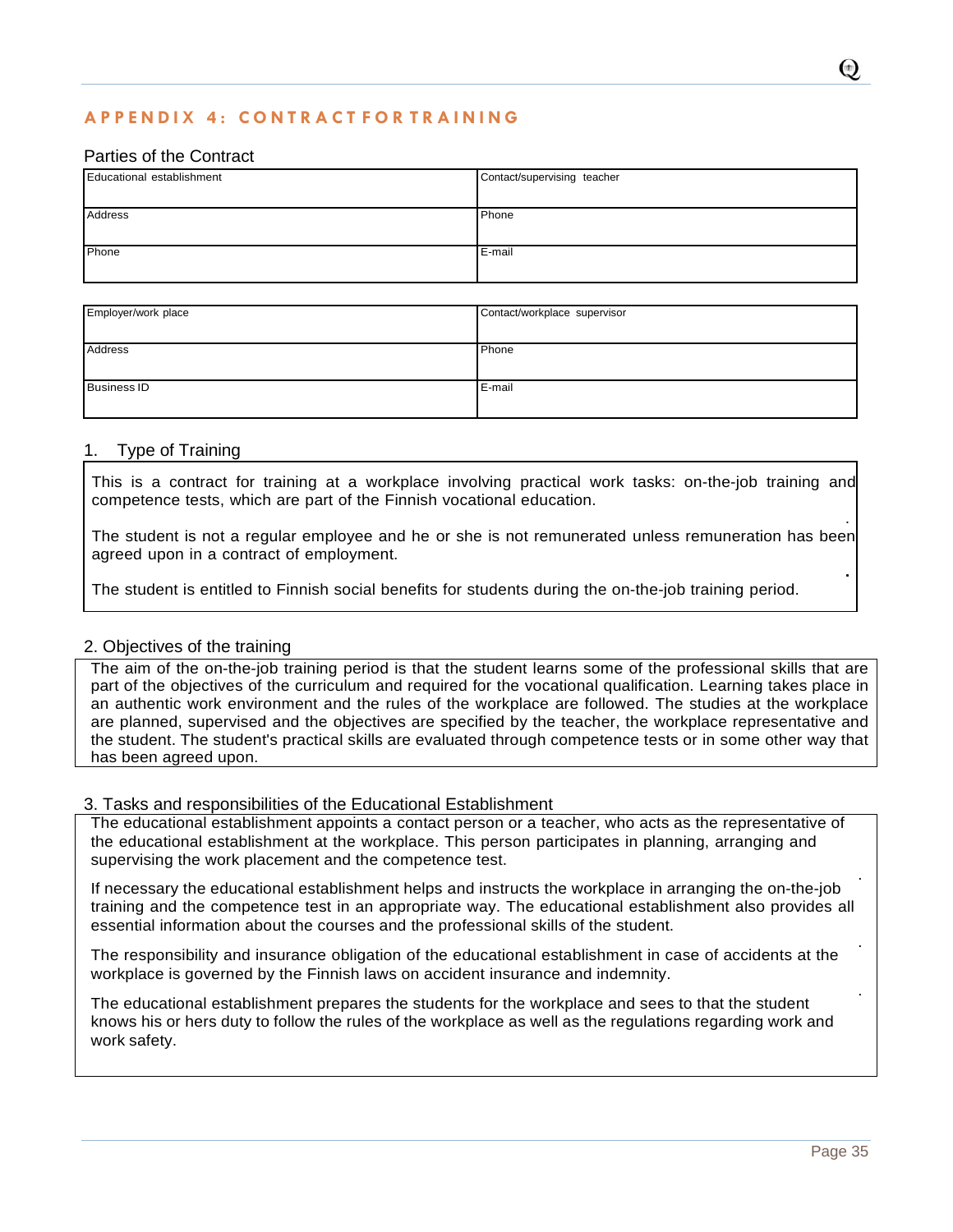## APPENDIX 4: CONTRACT FOR TRAINING

### Parties of the Contract

| Educational establishment | Contact/supervising teacher |
|---|---|
| Address | Phone |
| Phone | E-mail |

| Employer/work place | Contact/workplace supervisor |
|---|---|
| Address | Phone |
| Business ID | E-mail |

### 1. Type of Training

This is a contract for training at a workplace involving practical work tasks: on-the-job training and competence tests, which are part of the Finnish vocational education.

The student is not a regular employee and he or she is not remunerated unless remuneration has been agreed upon in a contract of employment.

The student is entitled to Finnish social benefits for students during the on-the-job training period.

### 2. Objectives of the training

The aim of the on-the-job training period is that the student learns some of the professional skills that are part of the objectives of the curriculum and required for the vocational qualification. Learning takes place in an authentic work environment and the rules of the workplace are followed. The studies at the workplace are planned, supervised and the objectives are specified by the teacher, the workplace representative and the student. The student's practical skills are evaluated through competence tests or in some other way that has been agreed upon.

### 3. Tasks and responsibilities of the Educational Establishment

The educational establishment appoints a contact person or a teacher, who acts as the representative of the educational establishment at the workplace. This person participates in planning, arranging and supervising the work placement and the competence test.

If necessary the educational establishment helps and instructs the workplace in arranging the on-the-job training and the competence test in an appropriate way. The educational establishment also provides all essential information about the courses and the professional skills of the student.

The responsibility and insurance obligation of the educational establishment in case of accidents at the workplace is governed by the Finnish laws on accident insurance and indemnity.

The educational establishment prepares the students for the workplace and sees to that the student knows his or hers duty to follow the rules of the workplace as well as the regulations regarding work and work safety.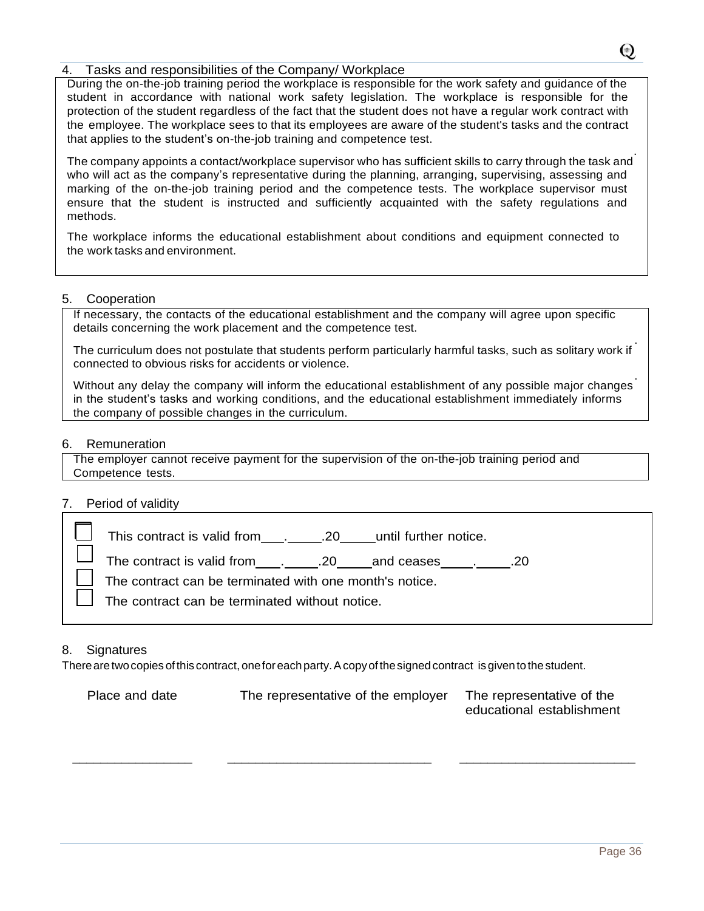## 4. Tasks and responsibilities of the Company/ Workplace

During the on-the-job training period the workplace is responsible for the work safety and guidance of the student in accordance with national work safety legislation. The workplace is responsible for the protection of the student regardless of the fact that the student does not have a regular work contract with the employee. The workplace sees to that its employees are aware of the student's tasks and the contract that applies to the student's on-the-job training and competence test.

The company appoints a contact/workplace supervisor who has sufficient skills to carry through the task and who will act as the company's representative during the planning, arranging, supervising, assessing and marking of the on-the-job training period and the competence tests. The workplace supervisor must ensure that the student is instructed and sufficiently acquainted with the safety regulations and methods.

The workplace informs the educational establishment about conditions and equipment connected to the work tasks and environment.

## 5. Cooperation

If necessary, the contacts of the educational establishment and the company will agree upon specific details concerning the work placement and the competence test.

The curriculum does not postulate that students perform particularly harmful tasks, such as solitary work if connected to obvious risks for accidents or violence.

Without any delay the company will inform the educational establishment of any possible major changes in the student's tasks and working conditions, and the educational establishment immediately informs the company of possible changes in the curriculum.

## 6. Remuneration

The employer cannot receive payment for the supervision of the on-the-job training period and Competence tests.

## 7. Period of validity

- ☐ This contract is valid from___.____.20____until further notice.
- ☐ The contract is valid from___.____.20____and ceases____.____.20
- ☐ The contract can be terminated with one month's notice.
- ☐ The contract can be terminated without notice.

## 8. Signatures

There are two copies of this contract, one for each party. A copy of the signed contract is given to the student.

| Place and date | The representative of the employer | The representative of the educational establishment |
|---|---|---|
| ________________ | ____________________________ | ________________________ |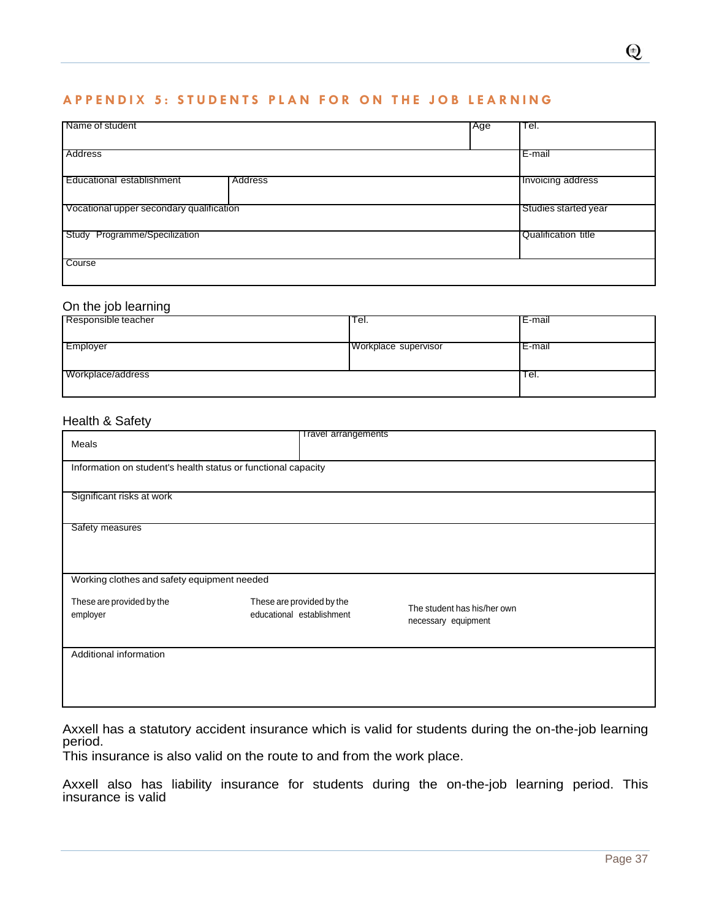## APPENDIX 5: STUDENTS PLAN FOR ON THE JOB LEARNING

| Name of student | | Age | Tel. |
|---|---|---|---|
| Address | | | E-mail |
| Educational establishment | Address | | Invoicing address |
| Vocational upper secondary qualification | | | Studies started year |
| Study Programme/Specilization | | | Qualification title |
| Course | | | |

### On the job learning

| Responsible teacher | Tel. | E-mail |
|---|---|---|
| Employer | Workplace supervisor | E-mail |
| Workplace/address | | Tel. |

### Health & Safety

| Meals | Travel arrangements | |
|---|---|---|
| Information on student's health status or functional capacity | | |
| Significant risks at work | | |
| Safety measures | | |
| Working clothes and safety equipment needed | | |
| These are provided by the employer | These are provided by the educational establishment | The student has his/her own necessary equipment |
| Additional information | | |

Axxell has a statutory accident insurance which is valid for students during the on-the-job learning period.
This insurance is also valid on the route to and from the work place.

Axxell also has liability insurance for students during the on-the-job learning period. This insurance is valid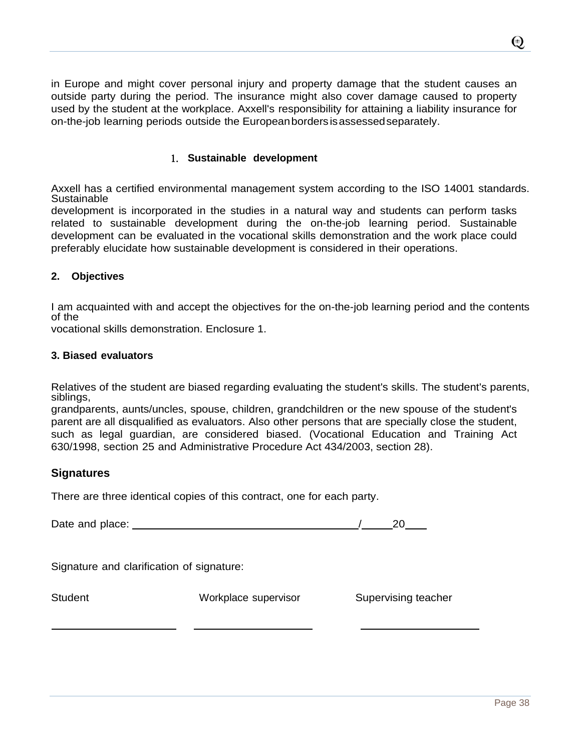in Europe and might cover personal injury and property damage that the student causes an outside party during the period. The insurance might also cover damage caused to property used by the student at the workplace. Axxell's responsibility for attaining a liability insurance for on-the-job learning periods outside the European borders is assessed separately.

### 1. Sustainable development

Axxell has a certified environmental management system according to the ISO 14001 standards. Sustainable development is incorporated in the studies in a natural way and students can perform tasks related to sustainable development during the on-the-job learning period. Sustainable development can be evaluated in the vocational skills demonstration and the work place could preferably elucidate how sustainable development is considered in their operations.

### 2. Objectives

I am acquainted with and accept the objectives for the on-the-job learning period and the contents of the vocational skills demonstration. Enclosure 1.

### 3. Biased evaluators

Relatives of the student are biased regarding evaluating the student's skills. The student's parents, siblings, grandparents, aunts/uncles, spouse, children, grandchildren or the new spouse of the student's parent are all disqualified as evaluators. Also other persons that are specially close the student, such as legal guardian, are considered biased. (Vocational Education and Training Act 630/1998, section 25 and Administrative Procedure Act 434/2003, section 28).

## Signatures

There are three identical copies of this contract, one for each party.

Date and place: ______________________________ / _____ 20___

Signature and clarification of signature:

| Student | Workplace supervisor | Supervising teacher |
|---|---|---|
| ____________________ | ____________________ | ____________________ |